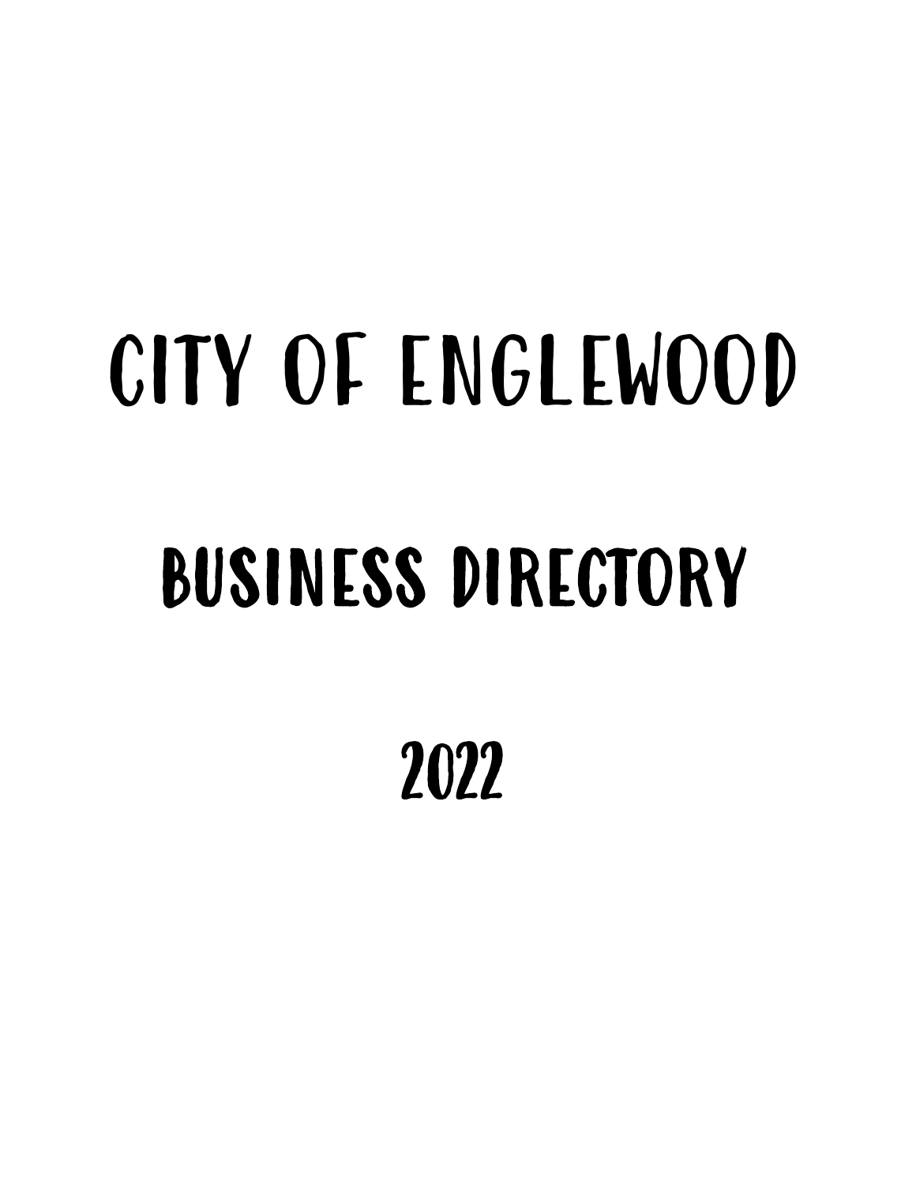# CITY OF ENGLEWOOD

## BUSINESS DIRECTORY

## 2022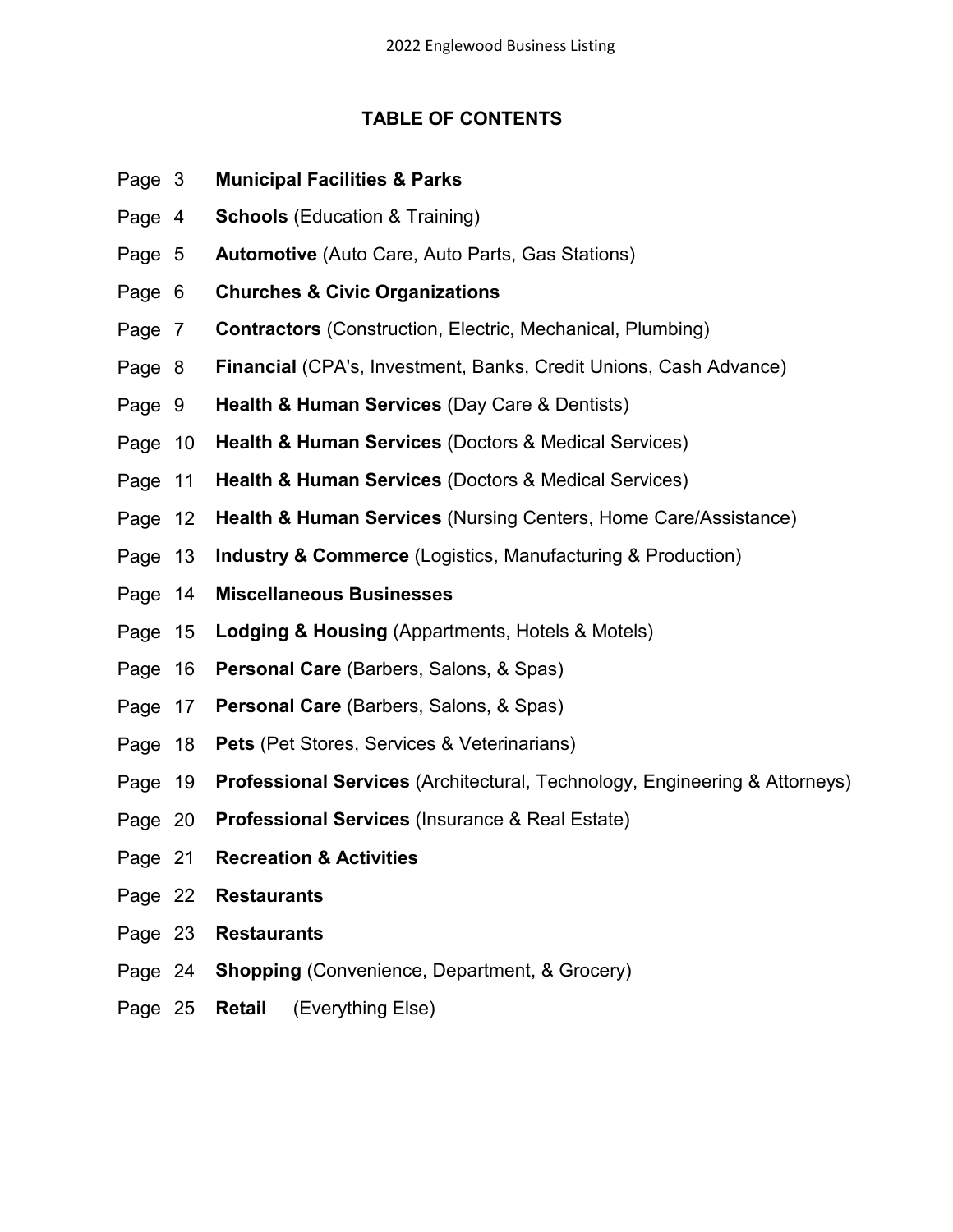# TABLE OF CONTENTS

| Page | Section |
|---|---|
| Page 3 | **Municipal Facilities & Parks** |
| Page 4 | **Schools** (Education & Training) |
| Page 5 | **Automotive** (Auto Care, Auto Parts, Gas Stations) |
| Page 6 | **Churches & Civic Organizations** |
| Page 7 | **Contractors** (Construction, Electric, Mechanical, Plumbing) |
| Page 8 | **Financial** (CPA's, Investment, Banks, Credit Unions, Cash Advance) |
| Page 9 | **Health & Human Services** (Day Care & Dentists) |
| Page 10 | **Health & Human Services** (Doctors & Medical Services) |
| Page 11 | **Health & Human Services** (Doctors & Medical Services) |
| Page 12 | **Health & Human Services** (Nursing Centers, Home Care/Assistance) |
| Page 13 | **Industry & Commerce** (Logistics, Manufacturing & Production) |
| Page 14 | **Miscellaneous Businesses** |
| Page 15 | **Lodging & Housing** (Appartments, Hotels & Motels) |
| Page 16 | **Personal Care** (Barbers, Salons, & Spas) |
| Page 17 | **Personal Care** (Barbers, Salons, & Spas) |
| Page 18 | **Pets** (Pet Stores, Services & Veterinarians) |
| Page 19 | **Professional Services** (Architectural, Technology, Engineering & Attorneys) |
| Page 20 | **Professional Services** (Insurance & Real Estate) |
| Page 21 | **Recreation & Activities** |
| Page 22 | **Restaurants** |
| Page 23 | **Restaurants** |
| Page 24 | **Shopping** (Convenience, Department, & Grocery) |
| Page 25 | **Retail** (Everything Else) |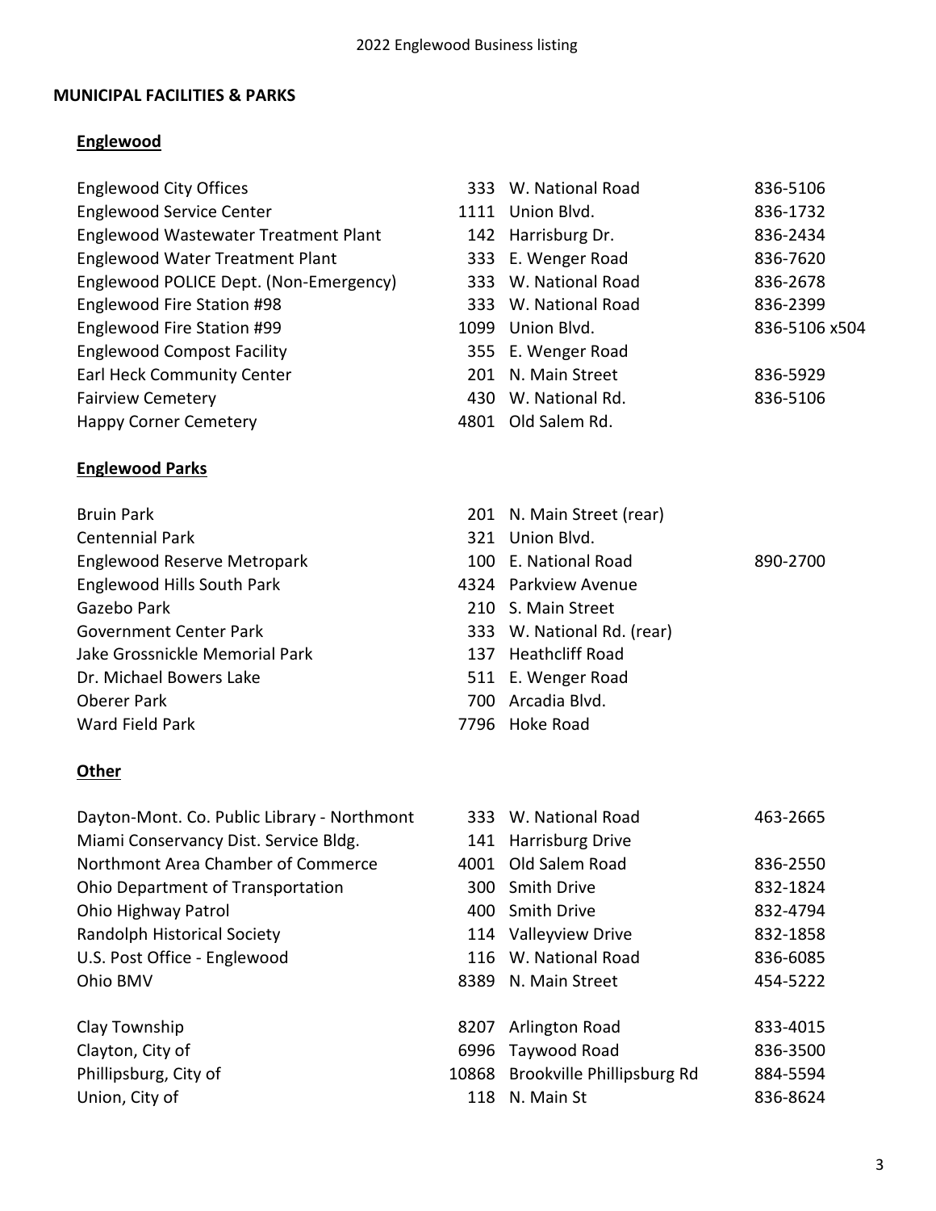## MUNICIPAL FACILITIES & PARKS

### Englewood

| Name | No. | Street | Phone |
|---|---|---|---|
| Englewood City Offices | 333 | W. National Road | 836-5106 |
| Englewood Service Center | 1111 | Union Blvd. | 836-1732 |
| Englewood Wastewater Treatment Plant | 142 | Harrisburg Dr. | 836-2434 |
| Englewood Water Treatment Plant | 333 | E. Wenger Road | 836-7620 |
| Englewood POLICE Dept. (Non-Emergency) | 333 | W. National Road | 836-2678 |
| Englewood Fire Station #98 | 333 | W. National Road | 836-2399 |
| Englewood Fire Station #99 | 1099 | Union Blvd. | 836-5106 x504 |
| Englewood Compost Facility | 355 | E. Wenger Road | |
| Earl Heck Community Center | 201 | N. Main Street | 836-5929 |
| Fairview Cemetery | 430 | W. National Rd. | 836-5106 |
| Happy Corner Cemetery | 4801 | Old Salem Rd. | |

### Englewood Parks

| Name | No. | Street | Phone |
|---|---|---|---|
| Bruin Park | 201 | N. Main Street (rear) | |
| Centennial Park | 321 | Union Blvd. | |
| Englewood Reserve Metropark | 100 | E. National Road | 890-2700 |
| Englewood Hills South Park | 4324 | Parkview Avenue | |
| Gazebo Park | 210 | S. Main Street | |
| Government Center Park | 333 | W. National Rd. (rear) | |
| Jake Grossnickle Memorial Park | 137 | Heathcliff Road | |
| Dr. Michael Bowers Lake | 511 | E. Wenger Road | |
| Oberer Park | 700 | Arcadia Blvd. | |
| Ward Field Park | 7796 | Hoke Road | |

### Other

| Name | No. | Street | Phone |
|---|---|---|---|
| Dayton-Mont. Co. Public Library - Northmont | 333 | W. National Road | 463-2665 |
| Miami Conservancy Dist. Service Bldg. | 141 | Harrisburg Drive | |
| Northmont Area Chamber of Commerce | 4001 | Old Salem Road | 836-2550 |
| Ohio Department of Transportation | 300 | Smith Drive | 832-1824 |
| Ohio Highway Patrol | 400 | Smith Drive | 832-4794 |
| Randolph Historical Society | 114 | Valleyview Drive | 832-1858 |
| U.S. Post Office - Englewood | 116 | W. National Road | 836-6085 |
| Ohio BMV | 8389 | N. Main Street | 454-5222 |
| Clay Township | 8207 | Arlington Road | 833-4015 |
| Clayton, City of | 6996 | Taywood Road | 836-3500 |
| Phillipsburg, City of | 10868 | Brookville Phillipsburg Rd | 884-5594 |
| Union, City of | 118 | N. Main St | 836-8624 |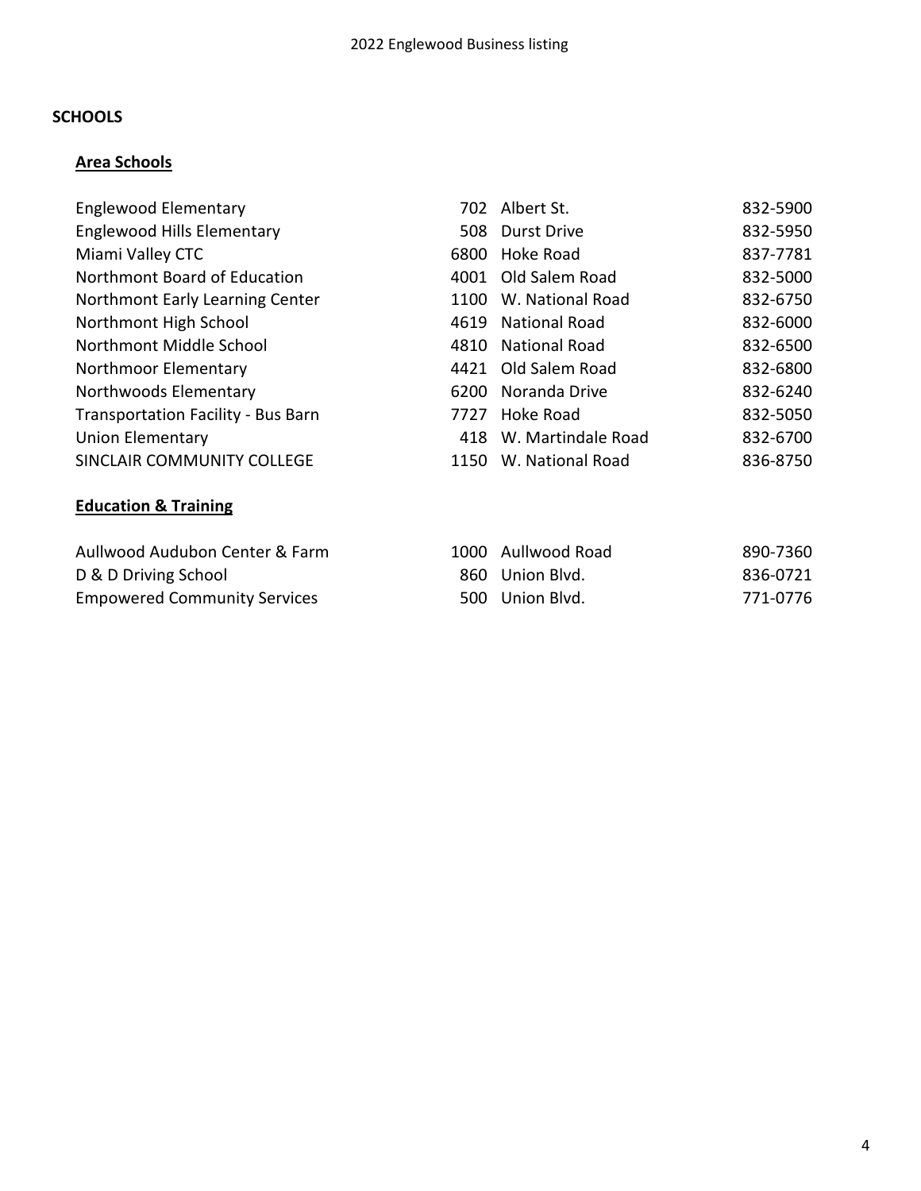## SCHOOLS

### Area Schools

| Name | No. | Street | Phone |
| --- | --- | --- | --- |
| Englewood Elementary | 702 | Albert St. | 832-5900 |
| Englewood Hills Elementary | 508 | Durst Drive | 832-5950 |
| Miami Valley CTC | 6800 | Hoke Road | 837-7781 |
| Northmont Board of Education | 4001 | Old Salem Road | 832-5000 |
| Northmont Early Learning Center | 1100 | W. National Road | 832-6750 |
| Northmont High School | 4619 | National Road | 832-6000 |
| Northmont Middle School | 4810 | National Road | 832-6500 |
| Northmoor Elementary | 4421 | Old Salem Road | 832-6800 |
| Northwoods Elementary | 6200 | Noranda Drive | 832-6240 |
| Transportation Facility - Bus Barn | 7727 | Hoke Road | 832-5050 |
| Union Elementary | 418 | W. Martindale Road | 832-6700 |
| SINCLAIR COMMUNITY COLLEGE | 1150 | W. National Road | 836-8750 |

### Education & Training

| Name | No. | Street | Phone |
| --- | --- | --- | --- |
| Aullwood Audubon Center & Farm | 1000 | Aullwood Road | 890-7360 |
| D & D Driving School | 860 | Union Blvd. | 836-0721 |
| Empowered Community Services | 500 | Union Blvd. | 771-0776 |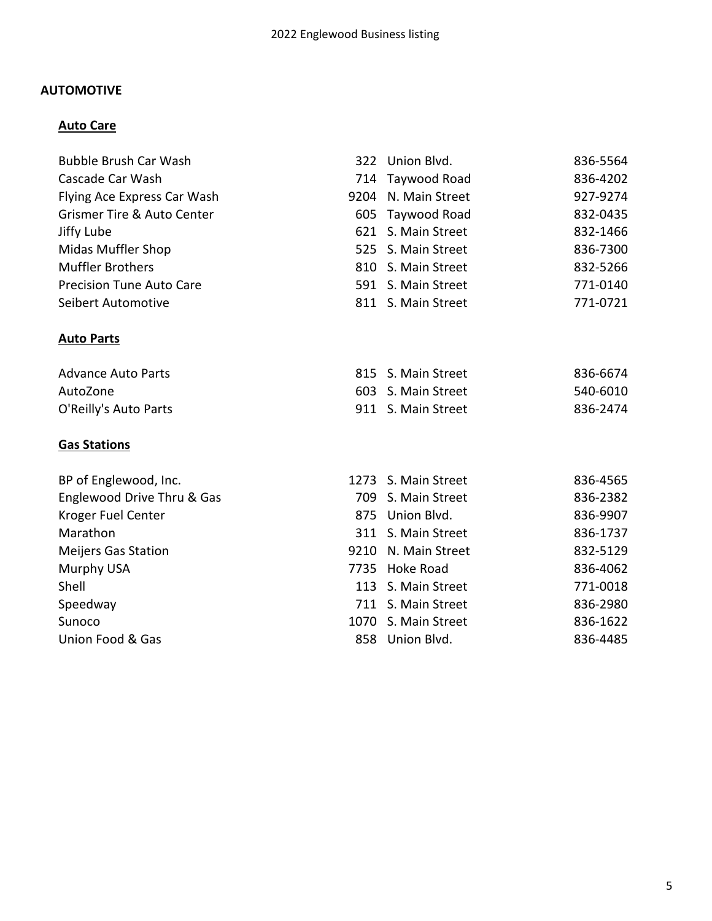## AUTOMOTIVE

### Auto Care

| Business | Number | Street | Phone |
|---|---|---|---|
| Bubble Brush Car Wash | 322 | Union Blvd. | 836-5564 |
| Cascade Car Wash | 714 | Taywood Road | 836-4202 |
| Flying Ace Express Car Wash | 9204 | N. Main Street | 927-9274 |
| Grismer Tire & Auto Center | 605 | Taywood Road | 832-0435 |
| Jiffy Lube | 621 | S. Main Street | 832-1466 |
| Midas Muffler Shop | 525 | S. Main Street | 836-7300 |
| Muffler Brothers | 810 | S. Main Street | 832-5266 |
| Precision Tune Auto Care | 591 | S. Main Street | 771-0140 |
| Seibert Automotive | 811 | S. Main Street | 771-0721 |

### Auto Parts

| Business | Number | Street | Phone |
|---|---|---|---|
| Advance Auto Parts | 815 | S. Main Street | 836-6674 |
| AutoZone | 603 | S. Main Street | 540-6010 |
| O'Reilly's Auto Parts | 911 | S. Main Street | 836-2474 |

### Gas Stations

| Business | Number | Street | Phone |
|---|---|---|---|
| BP of Englewood, Inc. | 1273 | S. Main Street | 836-4565 |
| Englewood Drive Thru & Gas | 709 | S. Main Street | 836-2382 |
| Kroger Fuel Center | 875 | Union Blvd. | 836-9907 |
| Marathon | 311 | S. Main Street | 836-1737 |
| Meijers Gas Station | 9210 | N. Main Street | 832-5129 |
| Murphy USA | 7735 | Hoke Road | 836-4062 |
| Shell | 113 | S. Main Street | 771-0018 |
| Speedway | 711 | S. Main Street | 836-2980 |
| Sunoco | 1070 | S. Main Street | 836-1622 |
| Union Food & Gas | 858 | Union Blvd. | 836-4485 |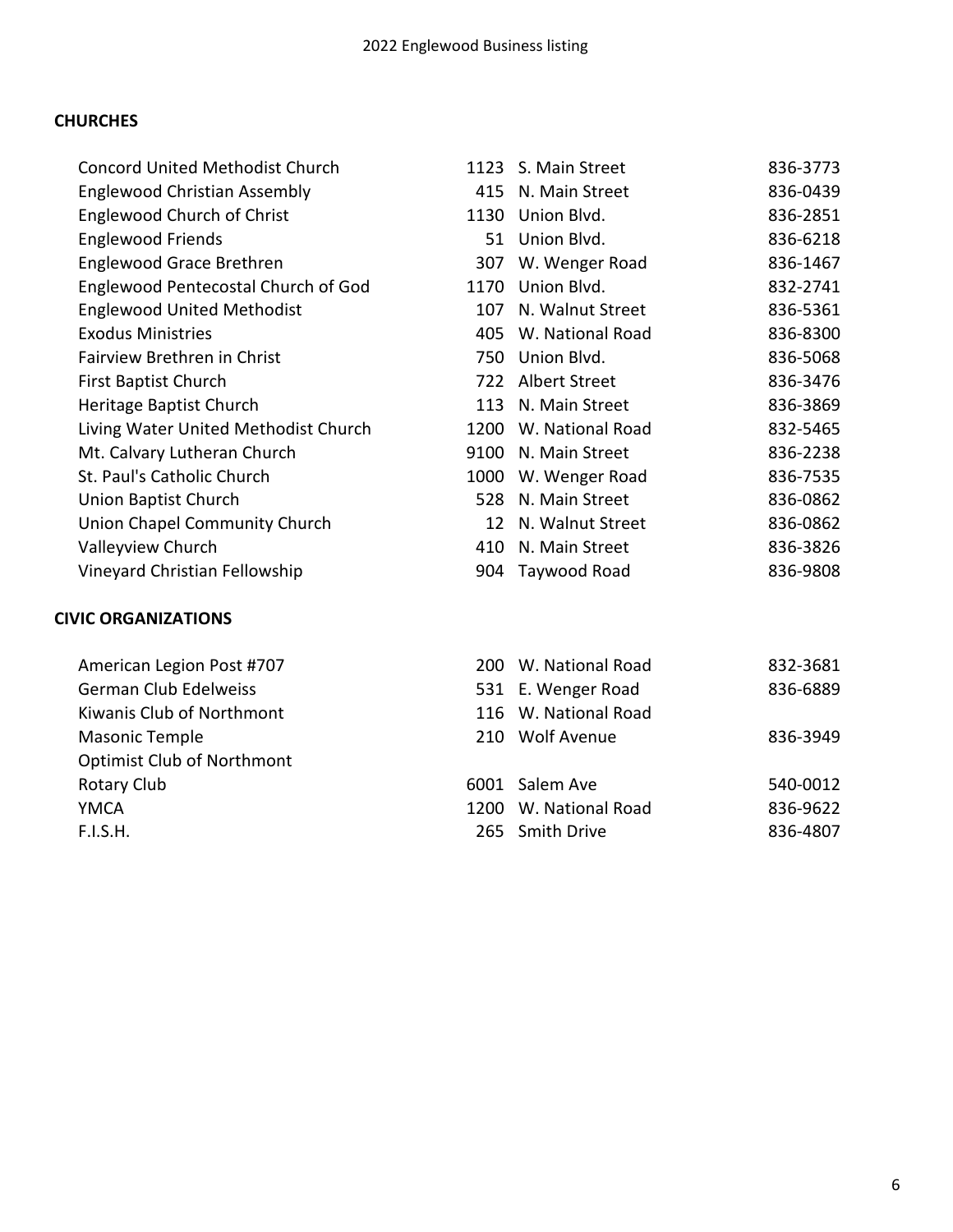## CHURCHES

| Name | No. | Street | Phone |
|---|---|---|---|
| Concord United Methodist Church | 1123 | S. Main Street | 836-3773 |
| Englewood Christian Assembly | 415 | N. Main Street | 836-0439 |
| Englewood Church of Christ | 1130 | Union Blvd. | 836-2851 |
| Englewood Friends | 51 | Union Blvd. | 836-6218 |
| Englewood Grace Brethren | 307 | W. Wenger Road | 836-1467 |
| Englewood Pentecostal Church of God | 1170 | Union Blvd. | 832-2741 |
| Englewood United Methodist | 107 | N. Walnut Street | 836-5361 |
| Exodus Ministries | 405 | W. National Road | 836-8300 |
| Fairview Brethren in Christ | 750 | Union Blvd. | 836-5068 |
| First Baptist Church | 722 | Albert Street | 836-3476 |
| Heritage Baptist Church | 113 | N. Main Street | 836-3869 |
| Living Water United Methodist Church | 1200 | W. National Road | 832-5465 |
| Mt. Calvary Lutheran Church | 9100 | N. Main Street | 836-2238 |
| St. Paul's Catholic Church | 1000 | W. Wenger Road | 836-7535 |
| Union Baptist Church | 528 | N. Main Street | 836-0862 |
| Union Chapel Community Church | 12 | N. Walnut Street | 836-0862 |
| Valleyview Church | 410 | N. Main Street | 836-3826 |
| Vineyard Christian Fellowship | 904 | Taywood Road | 836-9808 |

## CIVIC ORGANIZATIONS

| Name | No. | Street | Phone |
|---|---|---|---|
| American Legion Post #707 | 200 | W. National Road | 832-3681 |
| German Club Edelweiss | 531 | E. Wenger Road | 836-6889 |
| Kiwanis Club of Northmont | 116 | W. National Road | |
| Masonic Temple | 210 | Wolf Avenue | 836-3949 |
| Optimist Club of Northmont | | | |
| Rotary Club | 6001 | Salem Ave | 540-0012 |
| YMCA | 1200 | W. National Road | 836-9622 |
| F.I.S.H. | 265 | Smith Drive | 836-4807 |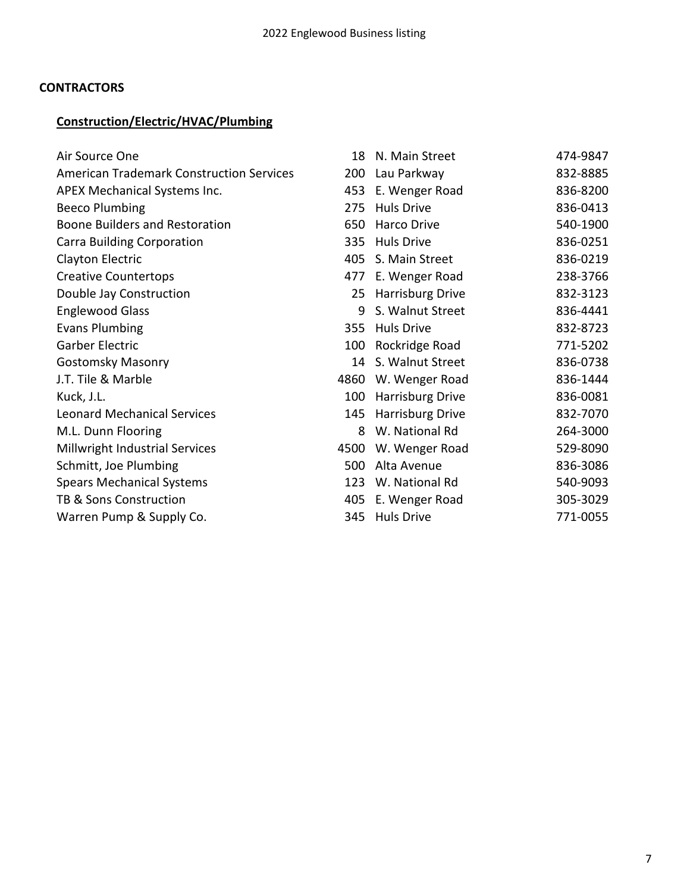## CONTRACTORS

### Construction/Electric/HVAC/Plumbing

| | | | |
|---|---|---|---|
| Air Source One | 18 | N. Main Street | 474-9847 |
| American Trademark Construction Services | 200 | Lau Parkway | 832-8885 |
| APEX Mechanical Systems Inc. | 453 | E. Wenger Road | 836-8200 |
| Beeco Plumbing | 275 | Huls Drive | 836-0413 |
| Boone Builders and Restoration | 650 | Harco Drive | 540-1900 |
| Carra Building Corporation | 335 | Huls Drive | 836-0251 |
| Clayton Electric | 405 | S. Main Street | 836-0219 |
| Creative Countertops | 477 | E. Wenger Road | 238-3766 |
| Double Jay Construction | 25 | Harrisburg Drive | 832-3123 |
| Englewood Glass | 9 | S. Walnut Street | 836-4441 |
| Evans Plumbing | 355 | Huls Drive | 832-8723 |
| Garber Electric | 100 | Rockridge Road | 771-5202 |
| Gostomsky Masonry | 14 | S. Walnut Street | 836-0738 |
| J.T. Tile & Marble | 4860 | W. Wenger Road | 836-1444 |
| Kuck, J.L. | 100 | Harrisburg Drive | 836-0081 |
| Leonard Mechanical Services | 145 | Harrisburg Drive | 832-7070 |
| M.L. Dunn Flooring | 8 | W. National Rd | 264-3000 |
| Millwright Industrial Services | 4500 | W. Wenger Road | 529-8090 |
| Schmitt, Joe Plumbing | 500 | Alta Avenue | 836-3086 |
| Spears Mechanical Systems | 123 | W. National Rd | 540-9093 |
| TB & Sons Construction | 405 | E. Wenger Road | 305-3029 |
| Warren Pump & Supply Co. | 345 | Huls Drive | 771-0055 |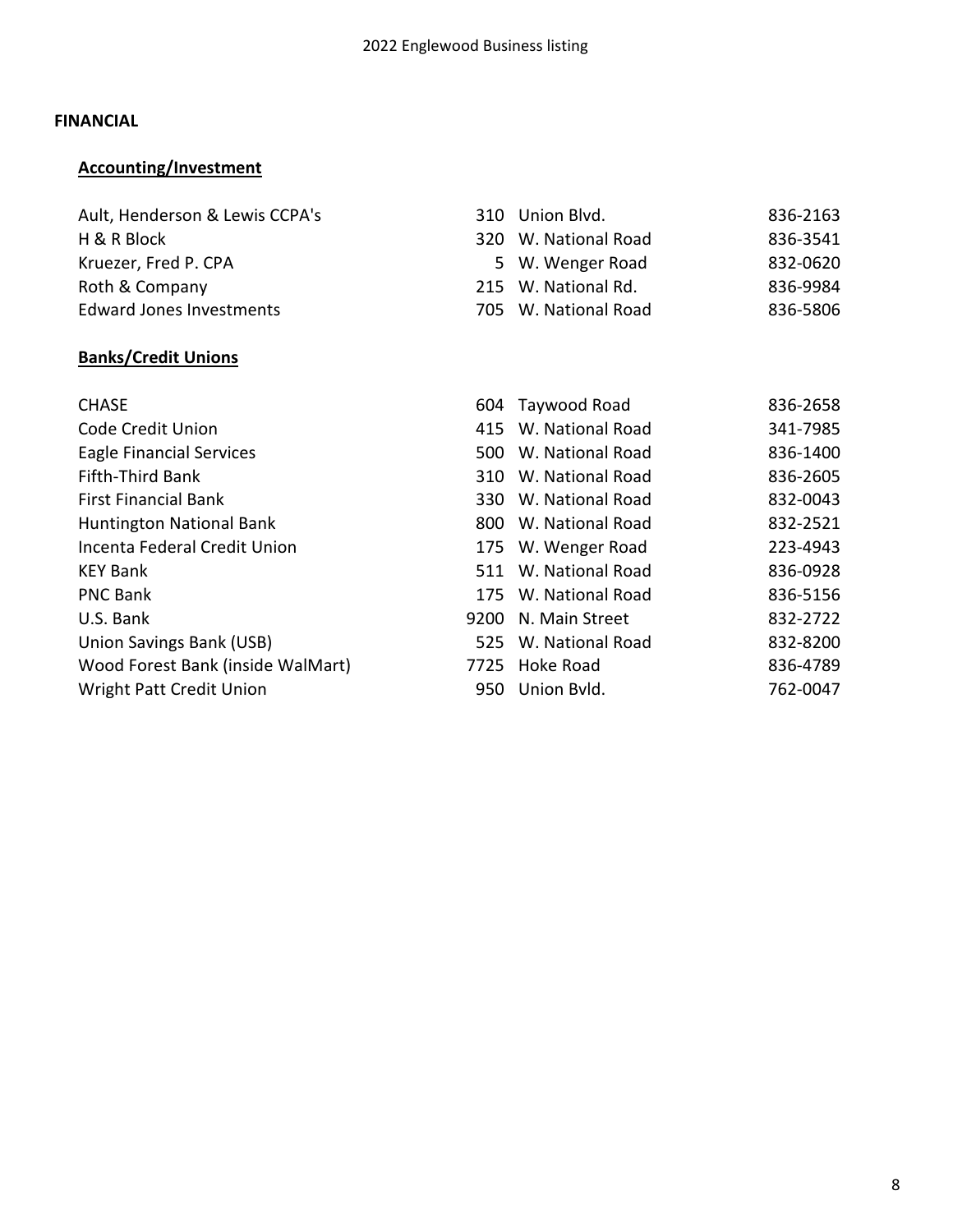## FINANCIAL

### Accounting/Investment

| Name | No. | Street | Phone |
|---|---|---|---|
| Ault, Henderson & Lewis CCPA's | 310 | Union Blvd. | 836-2163 |
| H & R Block | 320 | W. National Road | 836-3541 |
| Kruezer, Fred P. CPA | 5 | W. Wenger Road | 832-0620 |
| Roth & Company | 215 | W. National Rd. | 836-9984 |
| Edward Jones Investments | 705 | W. National Road | 836-5806 |

### Banks/Credit Unions

| Name | No. | Street | Phone |
|---|---|---|---|
| CHASE | 604 | Taywood Road | 836-2658 |
| Code Credit Union | 415 | W. National Road | 341-7985 |
| Eagle Financial Services | 500 | W. National Road | 836-1400 |
| Fifth-Third Bank | 310 | W. National Road | 836-2605 |
| First Financial Bank | 330 | W. National Road | 832-0043 |
| Huntington National Bank | 800 | W. National Road | 832-2521 |
| Incenta Federal Credit Union | 175 | W. Wenger Road | 223-4943 |
| KEY Bank | 511 | W. National Road | 836-0928 |
| PNC Bank | 175 | W. National Road | 836-5156 |
| U.S. Bank | 9200 | N. Main Street | 832-2722 |
| Union Savings Bank (USB) | 525 | W. National Road | 832-8200 |
| Wood Forest Bank (inside WalMart) | 7725 | Hoke Road | 836-4789 |
| Wright Patt Credit Union | 950 | Union Bvld. | 762-0047 |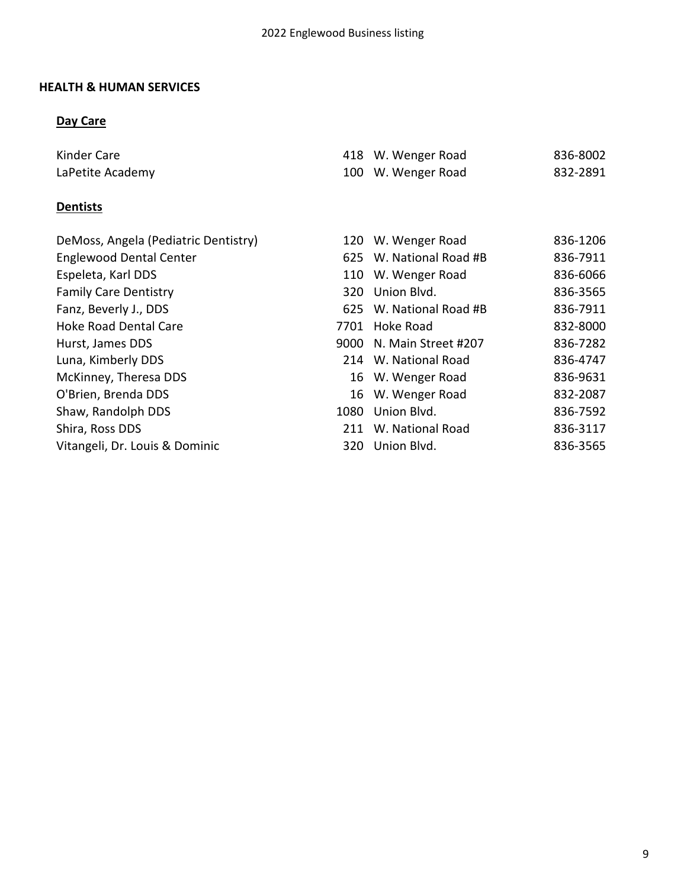## HEALTH & HUMAN SERVICES

### Day Care

| | | | |
|---|---|---|---|
| Kinder Care | 418 | W. Wenger Road | 836-8002 |
| LaPetite Academy | 100 | W. Wenger Road | 832-2891 |

### Dentists

| | | | |
|---|---|---|---|
| DeMoss, Angela (Pediatric Dentistry) | 120 | W. Wenger Road | 836-1206 |
| Englewood Dental Center | 625 | W. National Road #B | 836-7911 |
| Espeleta, Karl DDS | 110 | W. Wenger Road | 836-6066 |
| Family Care Dentistry | 320 | Union Blvd. | 836-3565 |
| Fanz, Beverly J., DDS | 625 | W. National Road #B | 836-7911 |
| Hoke Road Dental Care | 7701 | Hoke Road | 832-8000 |
| Hurst, James DDS | 9000 | N. Main Street #207 | 836-7282 |
| Luna, Kimberly DDS | 214 | W. National Road | 836-4747 |
| McKinney, Theresa DDS | 16 | W. Wenger Road | 836-9631 |
| O'Brien, Brenda DDS | 16 | W. Wenger Road | 832-2087 |
| Shaw, Randolph DDS | 1080 | Union Blvd. | 836-7592 |
| Shira, Ross DDS | 211 | W. National Road | 836-3117 |
| Vitangeli, Dr. Louis & Dominic | 320 | Union Blvd. | 836-3565 |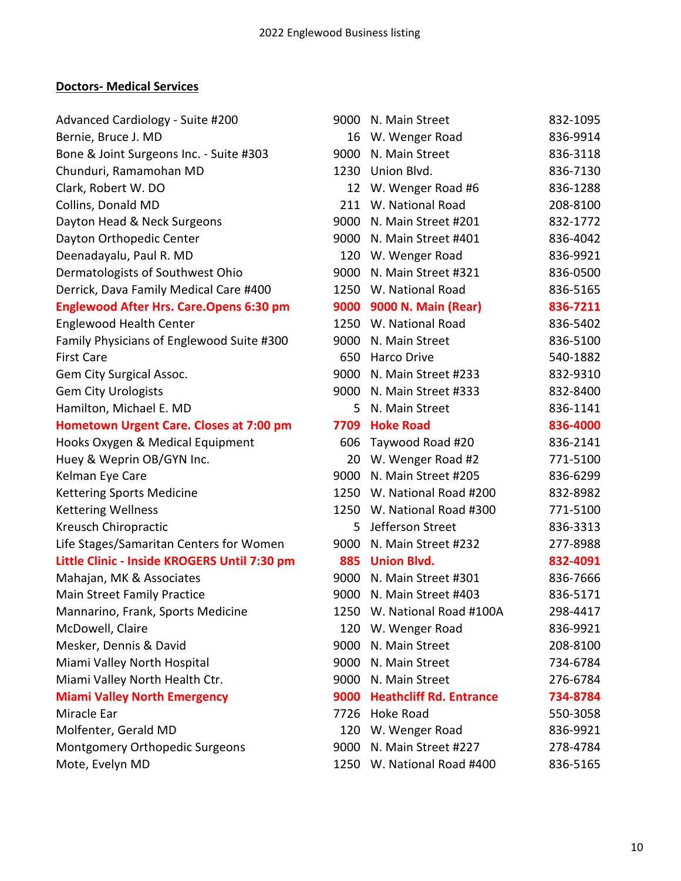**Doctors- Medical Services**

| | | | |
|---|---|---|---|
| Advanced Cardiology - Suite #200 | 9000 | N. Main Street | 832-1095 |
| Bernie, Bruce J. MD | 16 | W. Wenger Road | 836-9914 |
| Bone & Joint Surgeons Inc. - Suite #303 | 9000 | N. Main Street | 836-3118 |
| Chunduri, Ramamohan MD | 1230 | Union Blvd. | 836-7130 |
| Clark, Robert W. DO | 12 | W. Wenger Road #6 | 836-1288 |
| Collins, Donald MD | 211 | W. National Road | 208-8100 |
| Dayton Head & Neck Surgeons | 9000 | N. Main Street #201 | 832-1772 |
| Dayton Orthopedic Center | 9000 | N. Main Street #401 | 836-4042 |
| Deenadayalu, Paul R. MD | 120 | W. Wenger Road | 836-9921 |
| Dermatologists of Southwest Ohio | 9000 | N. Main Street #321 | 836-0500 |
| Derrick, Dava Family Medical Care #400 | 1250 | W. National Road | 836-5165 |
| **Englewood After Hrs. Care.Opens 6:30 pm** | **9000** | **9000 N. Main (Rear)** | **836-7211** |
| Englewood Health Center | 1250 | W. National Road | 836-5402 |
| Family Physicians of Englewood Suite #300 | 9000 | N. Main Street | 836-5100 |
| First Care | 650 | Harco Drive | 540-1882 |
| Gem City Surgical Assoc. | 9000 | N. Main Street #233 | 832-9310 |
| Gem City Urologists | 9000 | N. Main Street #333 | 832-8400 |
| Hamilton, Michael E. MD | 5 | N. Main Street | 836-1141 |
| **Hometown Urgent Care. Closes at 7:00 pm** | **7709** | **Hoke Road** | **836-4000** |
| Hooks Oxygen & Medical Equipment | 606 | Taywood Road #20 | 836-2141 |
| Huey & Weprin OB/GYN Inc. | 20 | W. Wenger Road #2 | 771-5100 |
| Kelman Eye Care | 9000 | N. Main Street #205 | 836-6299 |
| Kettering Sports Medicine | 1250 | W. National Road #200 | 832-8982 |
| Kettering Wellness | 1250 | W. National Road #300 | 771-5100 |
| Kreusch Chiropractic | 5 | Jefferson Street | 836-3313 |
| Life Stages/Samaritan Centers for Women | 9000 | N. Main Street #232 | 277-8988 |
| **Little Clinic - Inside KROGERS Until 7:30 pm** | **885** | **Union Blvd.** | **832-4091** |
| Mahajan, MK & Associates | 9000 | N. Main Street #301 | 836-7666 |
| Main Street Family Practice | 9000 | N. Main Street #403 | 836-5171 |
| Mannarino, Frank, Sports Medicine | 1250 | W. National Road #100A | 298-4417 |
| McDowell, Claire | 120 | W. Wenger Road | 836-9921 |
| Mesker, Dennis & David | 9000 | N. Main Street | 208-8100 |
| Miami Valley North Hospital | 9000 | N. Main Street | 734-6784 |
| Miami Valley North Health Ctr. | 9000 | N. Main Street | 276-6784 |
| **Miami Valley North Emergency** | **9000** | **Heathcliff Rd. Entrance** | **734-8784** |
| Miracle Ear | 7726 | Hoke Road | 550-3058 |
| Molfenter, Gerald MD | 120 | W. Wenger Road | 836-9921 |
| Montgomery Orthopedic Surgeons | 9000 | N. Main Street #227 | 278-4784 |
| Mote, Evelyn MD | 1250 | W. National Road #400 | 836-5165 |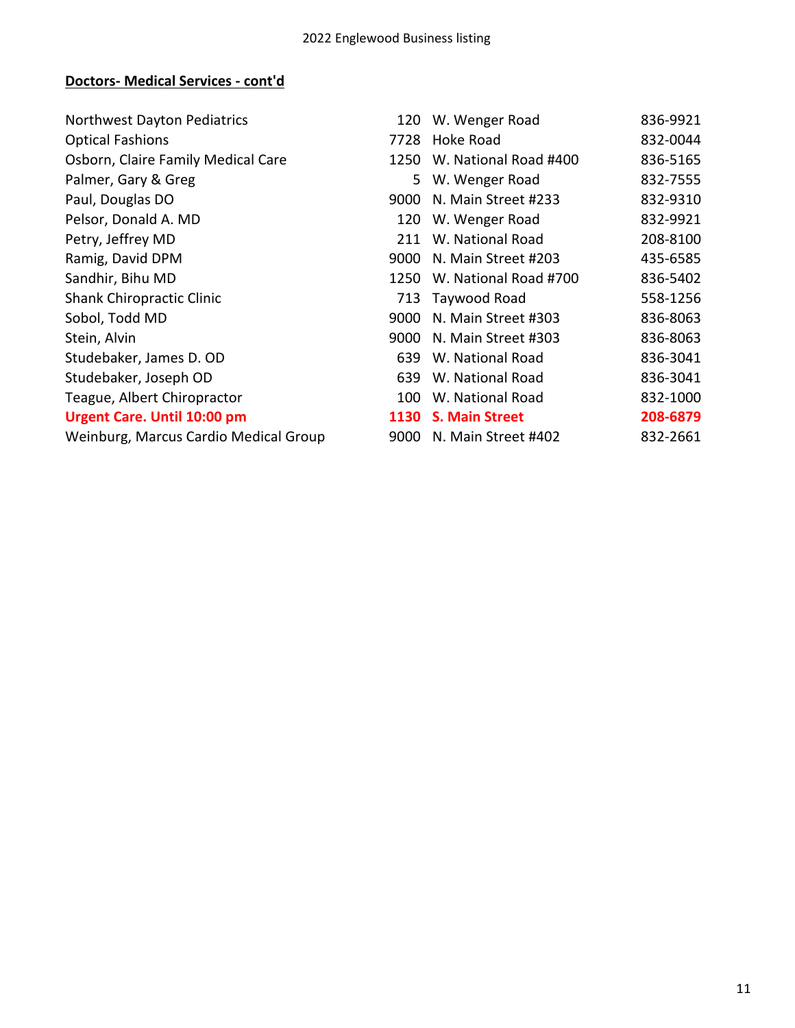## Doctors- Medical Services - cont'd

| Name | No. | Street | Phone |
|---|---|---|---|
| Northwest Dayton Pediatrics | 120 | W. Wenger Road | 836-9921 |
| Optical Fashions | 7728 | Hoke Road | 832-0044 |
| Osborn, Claire Family Medical Care | 1250 | W. National Road #400 | 836-5165 |
| Palmer, Gary & Greg | 5 | W. Wenger Road | 832-7555 |
| Paul, Douglas DO | 9000 | N. Main Street #233 | 832-9310 |
| Pelsor, Donald A. MD | 120 | W. Wenger Road | 832-9921 |
| Petry, Jeffrey MD | 211 | W. National Road | 208-8100 |
| Ramig, David DPM | 9000 | N. Main Street #203 | 435-6585 |
| Sandhir, Bihu MD | 1250 | W. National Road #700 | 836-5402 |
| Shank Chiropractic Clinic | 713 | Taywood Road | 558-1256 |
| Sobol, Todd MD | 9000 | N. Main Street #303 | 836-8063 |
| Stein, Alvin | 9000 | N. Main Street #303 | 836-8063 |
| Studebaker, James D. OD | 639 | W. National Road | 836-3041 |
| Studebaker, Joseph OD | 639 | W. National Road | 836-3041 |
| Teague, Albert Chiropractor | 100 | W. National Road | 832-1000 |
| **Urgent Care. Until 10:00 pm** | **1130** | **S. Main Street** | **208-6879** |
| Weinburg, Marcus Cardio Medical Group | 9000 | N. Main Street #402 | 832-2661 |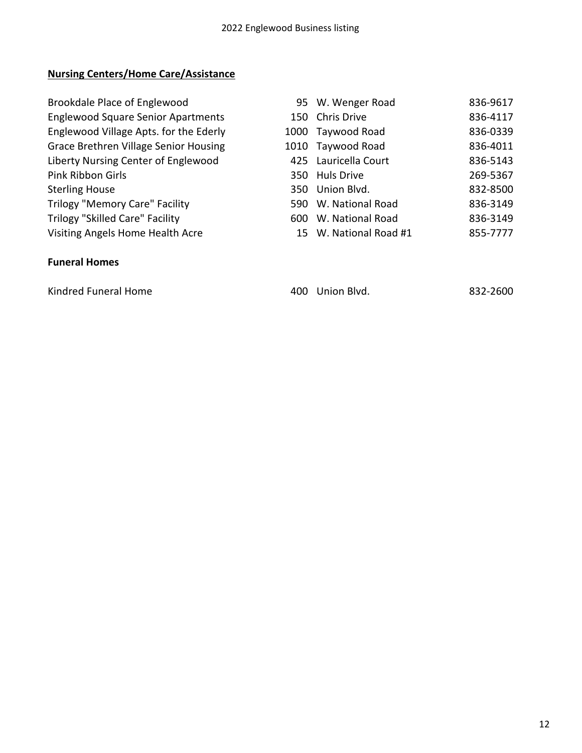## Nursing Centers/Home Care/Assistance

| Name | No. | Street | Phone |
|---|---|---|---|
| Brookdale Place of Englewood | 95 | W. Wenger Road | 836-9617 |
| Englewood Square Senior Apartments | 150 | Chris Drive | 836-4117 |
| Englewood Village Apts. for the Ederly | 1000 | Taywood Road | 836-0339 |
| Grace Brethren Village Senior Housing | 1010 | Taywood Road | 836-4011 |
| Liberty Nursing Center of Englewood | 425 | Lauricella Court | 836-5143 |
| Pink Ribbon Girls | 350 | Huls Drive | 269-5367 |
| Sterling House | 350 | Union Blvd. | 832-8500 |
| Trilogy "Memory Care" Facility | 590 | W. National Road | 836-3149 |
| Trilogy "Skilled Care" Facility | 600 | W. National Road | 836-3149 |
| Visiting Angels Home Health Acre | 15 | W. National Road #1 | 855-7777 |

## Funeral Homes

| Name | No. | Street | Phone |
|---|---|---|---|
| Kindred Funeral Home | 400 | Union Blvd. | 832-2600 |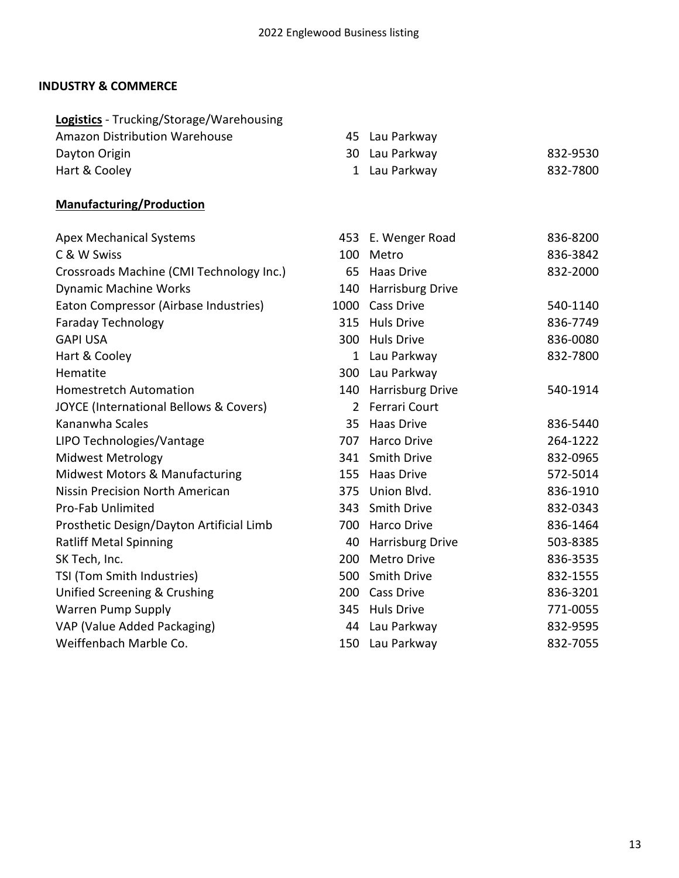## INDUSTRY & COMMERCE

**Logistics** - Trucking/Storage/Warehousing

| Name | No. | Street | Phone |
|---|---|---|---|
| Amazon Distribution Warehouse | 45 | Lau Parkway | |
| Dayton Origin | 30 | Lau Parkway | 832-9530 |
| Hart & Cooley | 1 | Lau Parkway | 832-7800 |

**Manufacturing/Production**

| Name | No. | Street | Phone |
|---|---|---|---|
| Apex Mechanical Systems | 453 | E. Wenger Road | 836-8200 |
| C & W Swiss | 100 | Metro | 836-3842 |
| Crossroads Machine (CMI Technology Inc.) | 65 | Haas Drive | 832-2000 |
| Dynamic Machine Works | 140 | Harrisburg Drive | |
| Eaton Compressor (Airbase Industries) | 1000 | Cass Drive | 540-1140 |
| Faraday Technology | 315 | Huls Drive | 836-7749 |
| GAPI USA | 300 | Huls Drive | 836-0080 |
| Hart & Cooley | 1 | Lau Parkway | 832-7800 |
| Hematite | 300 | Lau Parkway | |
| Homestretch Automation | 140 | Harrisburg Drive | 540-1914 |
| JOYCE (International Bellows & Covers) | 2 | Ferrari Court | |
| Kananwha Scales | 35 | Haas Drive | 836-5440 |
| LIPO Technologies/Vantage | 707 | Harco Drive | 264-1222 |
| Midwest Metrology | 341 | Smith Drive | 832-0965 |
| Midwest Motors & Manufacturing | 155 | Haas Drive | 572-5014 |
| Nissin Precision North American | 375 | Union Blvd. | 836-1910 |
| Pro-Fab Unlimited | 343 | Smith Drive | 832-0343 |
| Prosthetic Design/Dayton Artificial Limb | 700 | Harco Drive | 836-1464 |
| Ratliff Metal Spinning | 40 | Harrisburg Drive | 503-8385 |
| SK Tech, Inc. | 200 | Metro Drive | 836-3535 |
| TSI (Tom Smith Industries) | 500 | Smith Drive | 832-1555 |
| Unified Screening & Crushing | 200 | Cass Drive | 836-3201 |
| Warren Pump Supply | 345 | Huls Drive | 771-0055 |
| VAP (Value Added Packaging) | 44 | Lau Parkway | 832-9595 |
| Weiffenbach Marble Co. | 150 | Lau Parkway | 832-7055 |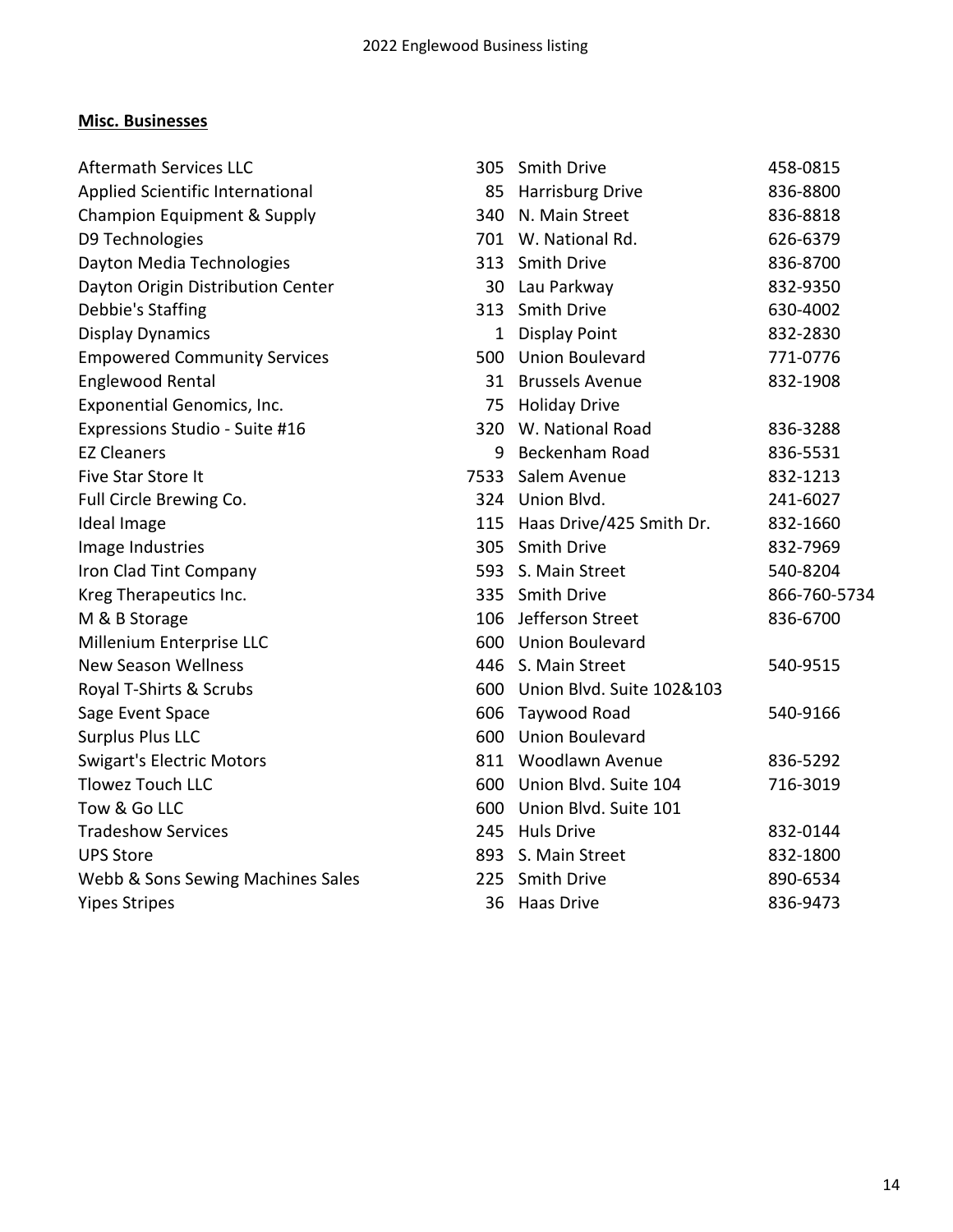**Misc. Businesses**

| | | | |
|---|---|---|---|
| Aftermath Services LLC | 305 | Smith Drive | 458-0815 |
| Applied Scientific International | 85 | Harrisburg Drive | 836-8800 |
| Champion Equipment & Supply | 340 | N. Main Street | 836-8818 |
| D9 Technologies | 701 | W. National Rd. | 626-6379 |
| Dayton Media Technologies | 313 | Smith Drive | 836-8700 |
| Dayton Origin Distribution Center | 30 | Lau Parkway | 832-9350 |
| Debbie's Staffing | 313 | Smith Drive | 630-4002 |
| Display Dynamics | 1 | Display Point | 832-2830 |
| Empowered Community Services | 500 | Union Boulevard | 771-0776 |
| Englewood Rental | 31 | Brussels Avenue | 832-1908 |
| Exponential Genomics, Inc. | 75 | Holiday Drive | |
| Expressions Studio - Suite #16 | 320 | W. National Road | 836-3288 |
| EZ Cleaners | 9 | Beckenham Road | 836-5531 |
| Five Star Store It | 7533 | Salem Avenue | 832-1213 |
| Full Circle Brewing Co. | 324 | Union Blvd. | 241-6027 |
| Ideal Image | 115 | Haas Drive/425 Smith Dr. | 832-1660 |
| Image Industries | 305 | Smith Drive | 832-7969 |
| Iron Clad Tint Company | 593 | S. Main Street | 540-8204 |
| Kreg Therapeutics Inc. | 335 | Smith Drive | 866-760-5734 |
| M & B Storage | 106 | Jefferson Street | 836-6700 |
| Millenium Enterprise LLC | 600 | Union Boulevard | |
| New Season Wellness | 446 | S. Main Street | 540-9515 |
| Royal T-Shirts & Scrubs | 600 | Union Blvd. Suite 102&103 | |
| Sage Event Space | 606 | Taywood Road | 540-9166 |
| Surplus Plus LLC | 600 | Union Boulevard | |
| Swigart's Electric Motors | 811 | Woodlawn Avenue | 836-5292 |
| Tlowez Touch LLC | 600 | Union Blvd. Suite 104 | 716-3019 |
| Tow & Go LLC | 600 | Union Blvd. Suite 101 | |
| Tradeshow Services | 245 | Huls Drive | 832-0144 |
| UPS Store | 893 | S. Main Street | 832-1800 |
| Webb & Sons Sewing Machines Sales | 225 | Smith Drive | 890-6534 |
| Yipes Stripes | 36 | Haas Drive | 836-9473 |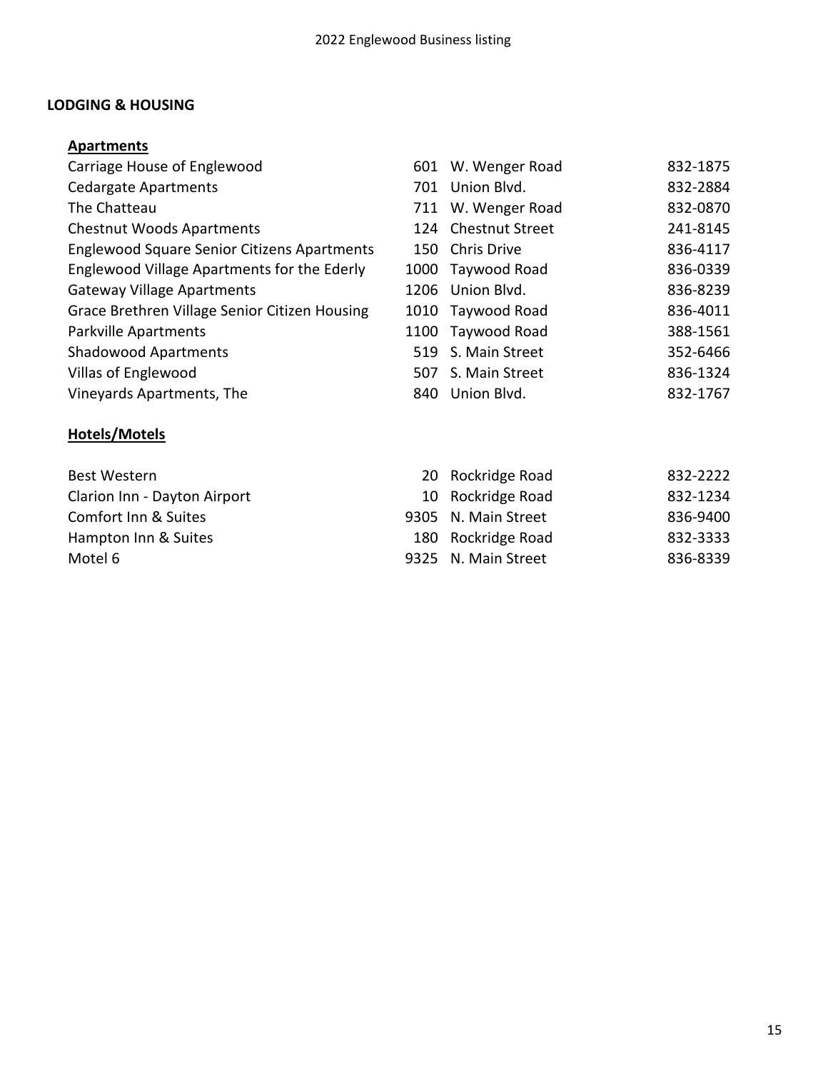## LODGING & HOUSING

### Apartments

| Name | No. | Street | Phone |
|---|---|---|---|
| Carriage House of Englewood | 601 | W. Wenger Road | 832-1875 |
| Cedargate Apartments | 701 | Union Blvd. | 832-2884 |
| The Chatteau | 711 | W. Wenger Road | 832-0870 |
| Chestnut Woods Apartments | 124 | Chestnut Street | 241-8145 |
| Englewood Square Senior Citizens Apartments | 150 | Chris Drive | 836-4117 |
| Englewood Village Apartments for the Ederly | 1000 | Taywood Road | 836-0339 |
| Gateway Village Apartments | 1206 | Union Blvd. | 836-8239 |
| Grace Brethren Village Senior Citizen Housing | 1010 | Taywood Road | 836-4011 |
| Parkville Apartments | 1100 | Taywood Road | 388-1561 |
| Shadowood Apartments | 519 | S. Main Street | 352-6466 |
| Villas of Englewood | 507 | S. Main Street | 836-1324 |
| Vineyards Apartments, The | 840 | Union Blvd. | 832-1767 |

### Hotels/Motels

| Name | No. | Street | Phone |
|---|---|---|---|
| Best Western | 20 | Rockridge Road | 832-2222 |
| Clarion Inn - Dayton Airport | 10 | Rockridge Road | 832-1234 |
| Comfort Inn & Suites | 9305 | N. Main Street | 836-9400 |
| Hampton Inn & Suites | 180 | Rockridge Road | 832-3333 |
| Motel 6 | 9325 | N. Main Street | 836-8339 |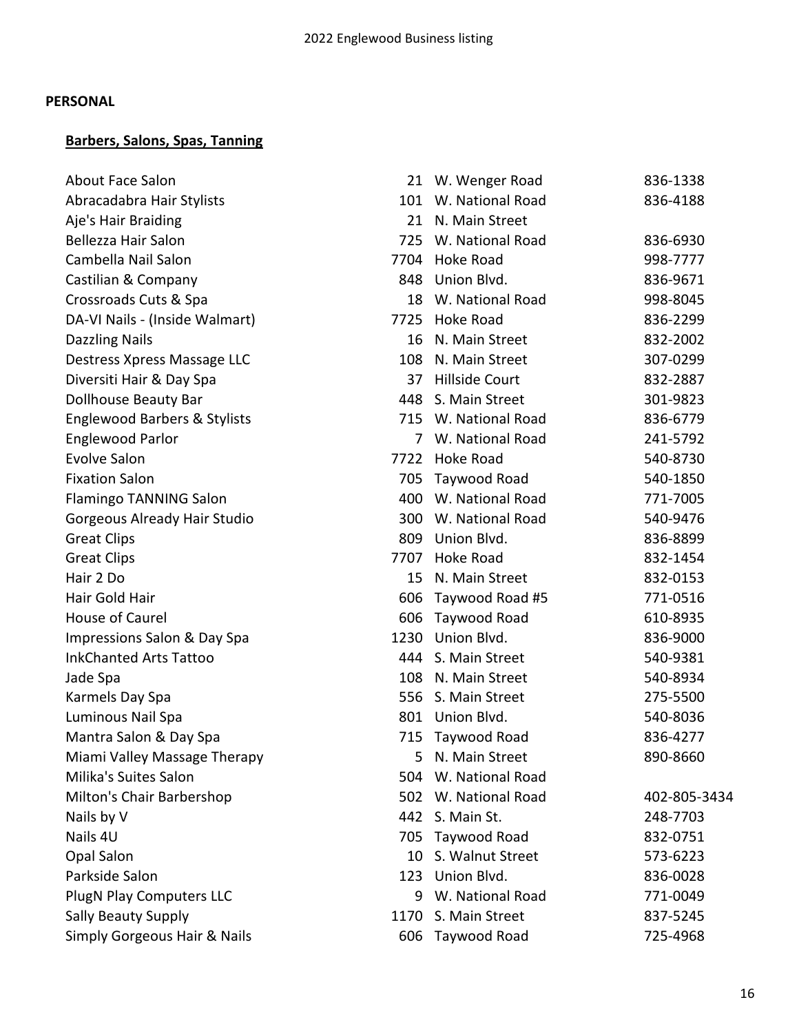## PERSONAL

### Barbers, Salons, Spas, Tanning

| Name | Number | Street | Phone |
|---|---|---|---|
| About Face Salon | 21 | W. Wenger Road | 836-1338 |
| Abracadabra Hair Stylists | 101 | W. National Road | 836-4188 |
| Aje's Hair Braiding | 21 | N. Main Street | |
| Bellezza Hair Salon | 725 | W. National Road | 836-6930 |
| Cambella Nail Salon | 7704 | Hoke Road | 998-7777 |
| Castilian & Company | 848 | Union Blvd. | 836-9671 |
| Crossroads Cuts & Spa | 18 | W. National Road | 998-8045 |
| DA-VI Nails - (Inside Walmart) | 7725 | Hoke Road | 836-2299 |
| Dazzling Nails | 16 | N. Main Street | 832-2002 |
| Destress Xpress Massage LLC | 108 | N. Main Street | 307-0299 |
| Diversiti Hair & Day Spa | 37 | Hillside Court | 832-2887 |
| Dollhouse Beauty Bar | 448 | S. Main Street | 301-9823 |
| Englewood Barbers & Stylists | 715 | W. National Road | 836-6779 |
| Englewood Parlor | 7 | W. National Road | 241-5792 |
| Evolve Salon | 7722 | Hoke Road | 540-8730 |
| Fixation Salon | 705 | Taywood Road | 540-1850 |
| Flamingo TANNING Salon | 400 | W. National Road | 771-7005 |
| Gorgeous Already Hair Studio | 300 | W. National Road | 540-9476 |
| Great Clips | 809 | Union Blvd. | 836-8899 |
| Great Clips | 7707 | Hoke Road | 832-1454 |
| Hair 2 Do | 15 | N. Main Street | 832-0153 |
| Hair Gold Hair | 606 | Taywood Road #5 | 771-0516 |
| House of Caurel | 606 | Taywood Road | 610-8935 |
| Impressions Salon & Day Spa | 1230 | Union Blvd. | 836-9000 |
| InkChanted Arts Tattoo | 444 | S. Main Street | 540-9381 |
| Jade Spa | 108 | N. Main Street | 540-8934 |
| Karmels Day Spa | 556 | S. Main Street | 275-5500 |
| Luminous Nail Spa | 801 | Union Blvd. | 540-8036 |
| Mantra Salon & Day Spa | 715 | Taywood Road | 836-4277 |
| Miami Valley Massage Therapy | 5 | N. Main Street | 890-8660 |
| Milika's Suites Salon | 504 | W. National Road | |
| Milton's Chair Barbershop | 502 | W. National Road | 402-805-3434 |
| Nails by V | 442 | S. Main St. | 248-7703 |
| Nails 4U | 705 | Taywood Road | 832-0751 |
| Opal Salon | 10 | S. Walnut Street | 573-6223 |
| Parkside Salon | 123 | Union Blvd. | 836-0028 |
| PlugN Play Computers LLC | 9 | W. National Road | 771-0049 |
| Sally Beauty Supply | 1170 | S. Main Street | 837-5245 |
| Simply Gorgeous Hair & Nails | 606 | Taywood Road | 725-4968 |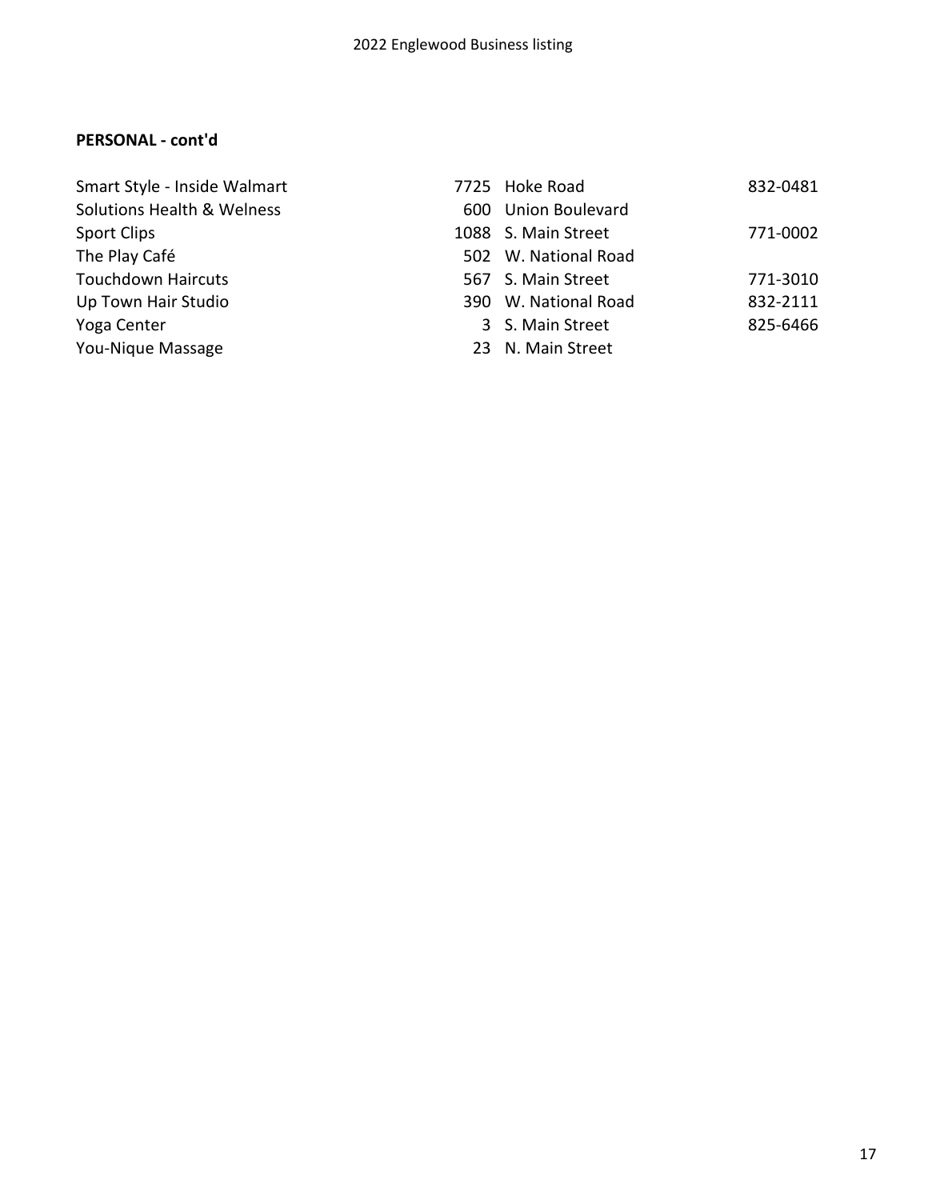**PERSONAL - cont'd**

| | | | |
|---|---|---|---|
| Smart Style - Inside Walmart | 7725 | Hoke Road | 832-0481 |
| Solutions Health & Welness | 600 | Union Boulevard | |
| Sport Clips | 1088 | S. Main Street | 771-0002 |
| The Play Café | 502 | W. National Road | |
| Touchdown Haircuts | 567 | S. Main Street | 771-3010 |
| Up Town Hair Studio | 390 | W. National Road | 832-2111 |
| Yoga Center | 3 | S. Main Street | 825-6466 |
| You-Nique Massage | 23 | N. Main Street | |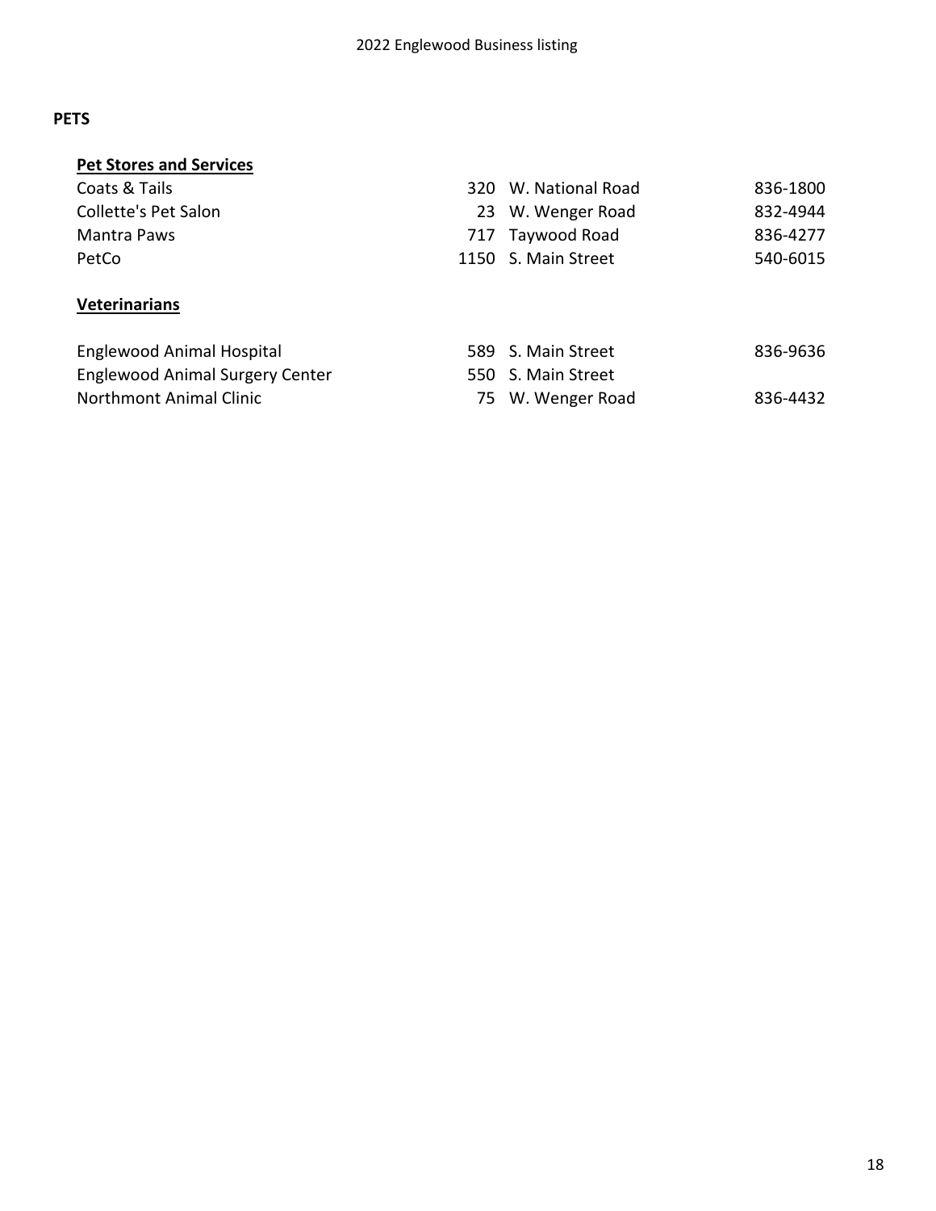## PETS

### Pet Stores and Services

| Name | Number | Street | Phone |
|---|---|---|---|
| Coats & Tails | 320 | W. National Road | 836-1800 |
| Collette's Pet Salon | 23 | W. Wenger Road | 832-4944 |
| Mantra Paws | 717 | Taywood Road | 836-4277 |
| PetCo | 1150 | S. Main Street | 540-6015 |

### Veterinarians

| Name | Number | Street | Phone |
|---|---|---|---|
| Englewood Animal Hospital | 589 | S. Main Street | 836-9636 |
| Englewood Animal Surgery Center | 550 | S. Main Street | |
| Northmont Animal Clinic | 75 | W. Wenger Road | 836-4432 |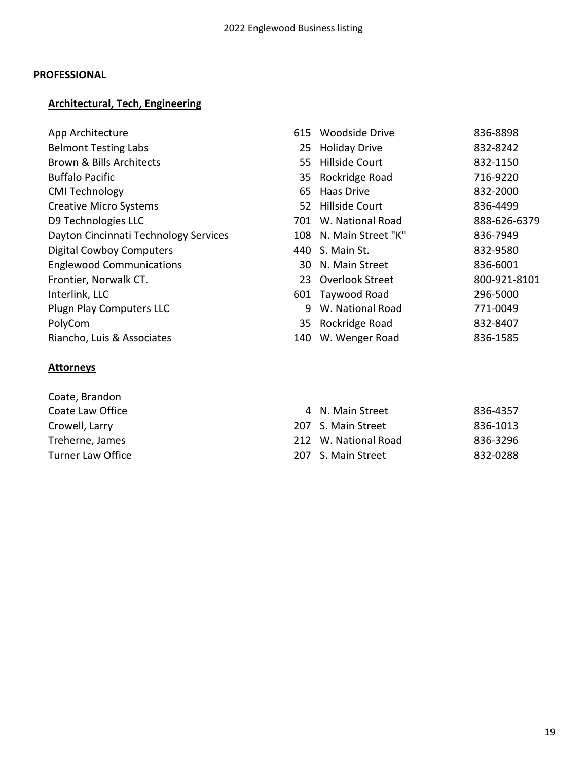## PROFESSIONAL

### Architectural, Tech, Engineering

| Name | No. | Street | Phone |
|---|---|---|---|
| App Architecture | 615 | Woodside Drive | 836-8898 |
| Belmont Testing Labs | 25 | Holiday Drive | 832-8242 |
| Brown & Bills Architects | 55 | Hillside Court | 832-1150 |
| Buffalo Pacific | 35 | Rockridge Road | 716-9220 |
| CMI Technology | 65 | Haas Drive | 832-2000 |
| Creative Micro Systems | 52 | Hillside Court | 836-4499 |
| D9 Technologies LLC | 701 | W. National Road | 888-626-6379 |
| Dayton Cincinnati Technology Services | 108 | N. Main Street "K" | 836-7949 |
| Digital Cowboy Computers | 440 | S. Main St. | 832-9580 |
| Englewood Communications | 30 | N. Main Street | 836-6001 |
| Frontier, Norwalk CT. | 23 | Overlook Street | 800-921-8101 |
| Interlink, LLC | 601 | Taywood Road | 296-5000 |
| Plugn Play Computers LLC | 9 | W. National Road | 771-0049 |
| PolyCom | 35 | Rockridge Road | 832-8407 |
| Riancho, Luis & Associates | 140 | W. Wenger Road | 836-1585 |

### Attorneys

| Name | No. | Street | Phone |
|---|---|---|---|
| Coate, Brandon | | | |
| Coate Law Office | 4 | N. Main Street | 836-4357 |
| Crowell, Larry | 207 | S. Main Street | 836-1013 |
| Treherne, James | 212 | W. National Road | 836-3296 |
| Turner Law Office | 207 | S. Main Street | 832-0288 |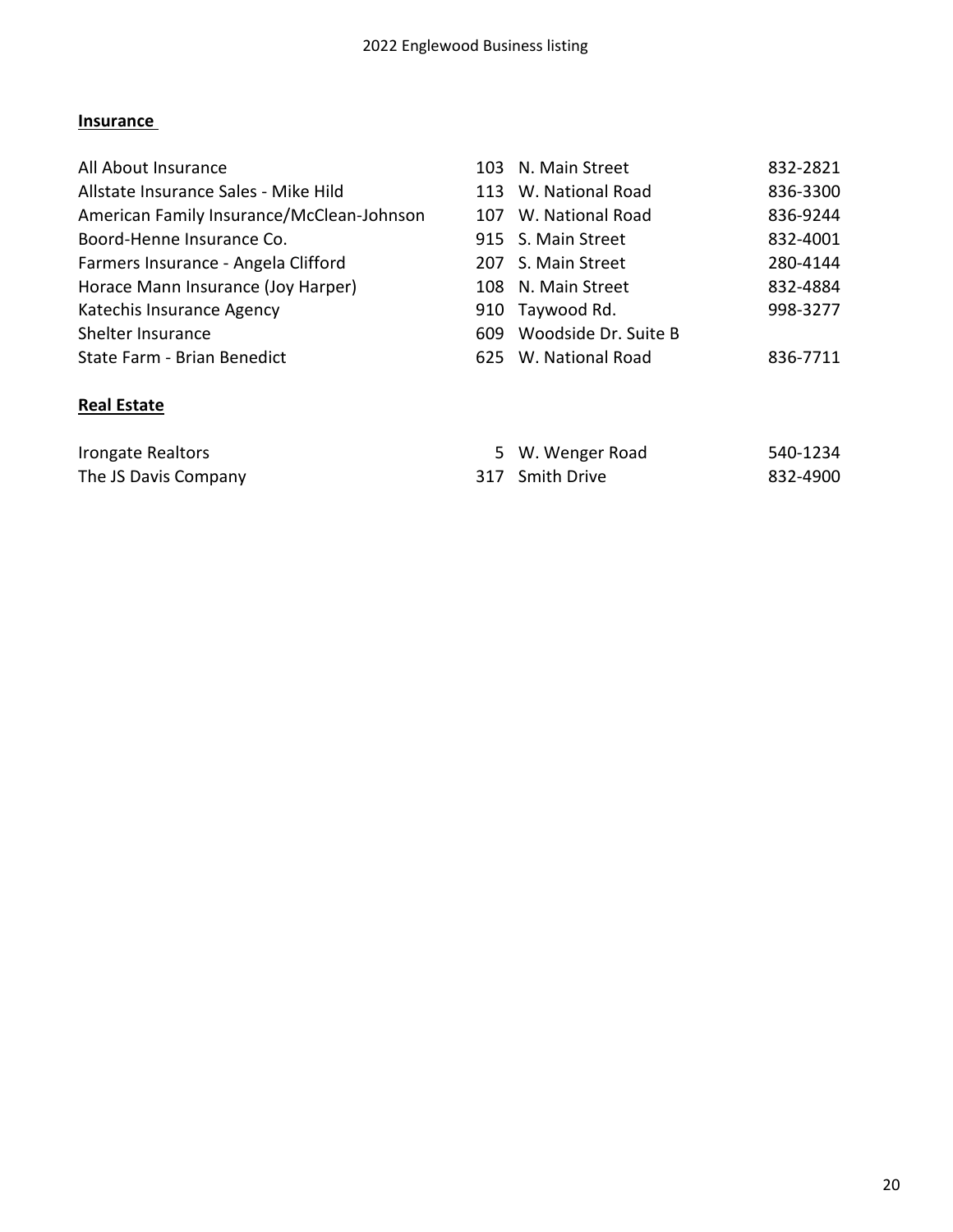## Insurance

| Business | Address | Phone |
| --- | --- | --- |
| All About Insurance | 103 N. Main Street | 832-2821 |
| Allstate Insurance Sales - Mike Hild | 113 W. National Road | 836-3300 |
| American Family Insurance/McClean-Johnson | 107 W. National Road | 836-9244 |
| Boord-Henne Insurance Co. | 915 S. Main Street | 832-4001 |
| Farmers Insurance - Angela Clifford | 207 S. Main Street | 280-4144 |
| Horace Mann Insurance (Joy Harper) | 108 N. Main Street | 832-4884 |
| Katechis Insurance Agency | 910 Taywood Rd. | 998-3277 |
| Shelter Insurance | 609 Woodside Dr. Suite B | |
| State Farm - Brian Benedict | 625 W. National Road | 836-7711 |

## Real Estate

| Business | Address | Phone |
| --- | --- | --- |
| Irongate Realtors | 5 W. Wenger Road | 540-1234 |
| The JS Davis Company | 317 Smith Drive | 832-4900 |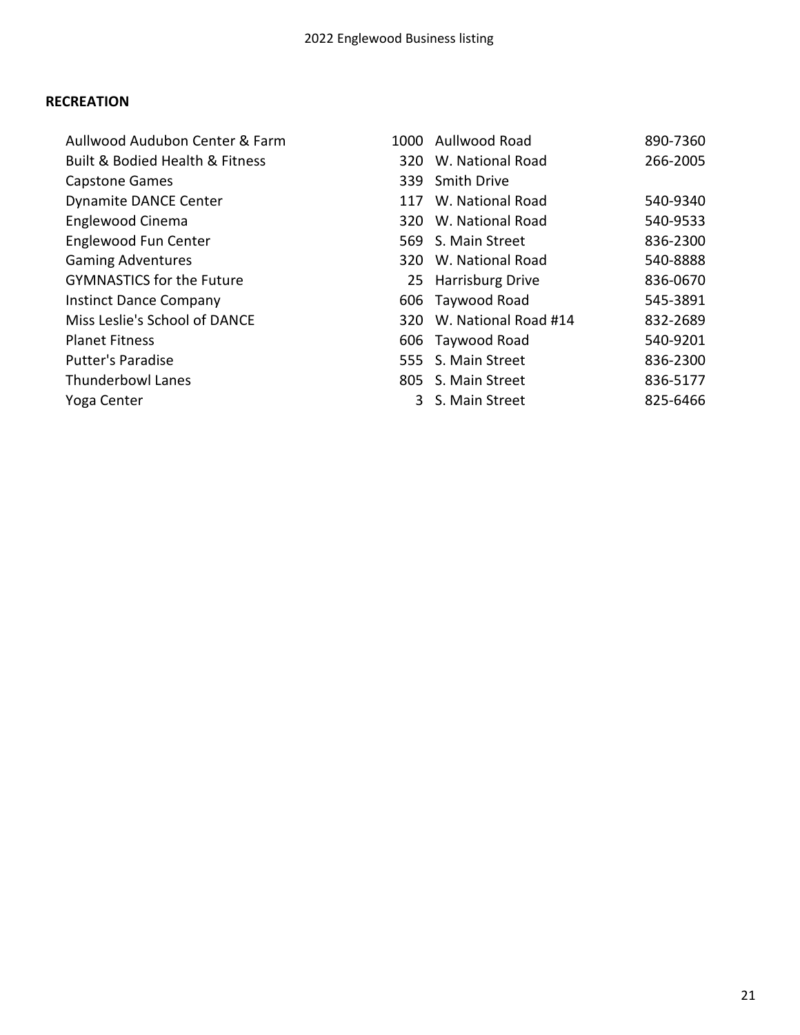**RECREATION**

| | | | |
|---|---|---|---|
| Aullwood Audubon Center & Farm | 1000 | Aullwood Road | 890-7360 |
| Built & Bodied Health & Fitness | 320 | W. National Road | 266-2005 |
| Capstone Games | 339 | Smith Drive | |
| Dynamite DANCE Center | 117 | W. National Road | 540-9340 |
| Englewood Cinema | 320 | W. National Road | 540-9533 |
| Englewood Fun Center | 569 | S. Main Street | 836-2300 |
| Gaming Adventures | 320 | W. National Road | 540-8888 |
| GYMNASTICS for the Future | 25 | Harrisburg Drive | 836-0670 |
| Instinct Dance Company | 606 | Taywood Road | 545-3891 |
| Miss Leslie's School of DANCE | 320 | W. National Road #14 | 832-2689 |
| Planet Fitness | 606 | Taywood Road | 540-9201 |
| Putter's Paradise | 555 | S. Main Street | 836-2300 |
| Thunderbowl Lanes | 805 | S. Main Street | 836-5177 |
| Yoga Center | 3 | S. Main Street | 825-6466 |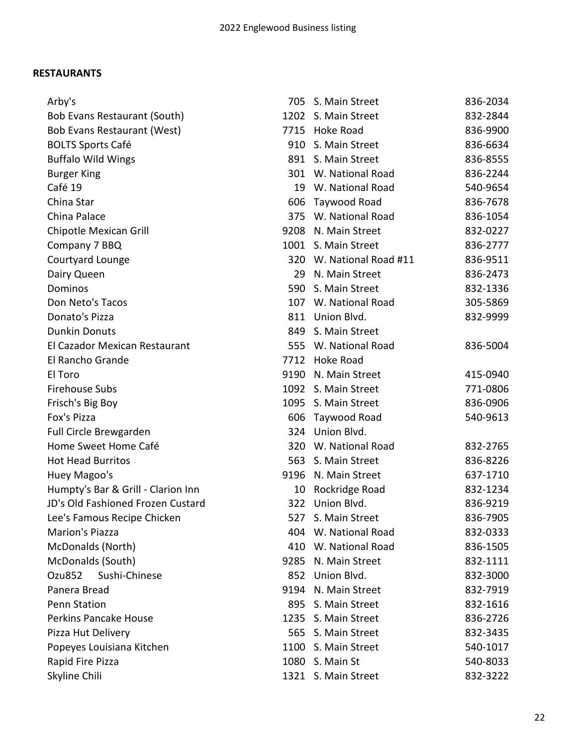## RESTAURANTS

| Name | No. | Street | Phone |
|---|---|---|---|
| Arby's | 705 | S. Main Street | 836-2034 |
| Bob Evans Restaurant (South) | 1202 | S. Main Street | 832-2844 |
| Bob Evans Restaurant (West) | 7715 | Hoke Road | 836-9900 |
| BOLTS Sports Café | 910 | S. Main Street | 836-6634 |
| Buffalo Wild Wings | 891 | S. Main Street | 836-8555 |
| Burger King | 301 | W. National Road | 836-2244 |
| Café 19 | 19 | W. National Road | 540-9654 |
| China Star | 606 | Taywood Road | 836-7678 |
| China Palace | 375 | W. National Road | 836-1054 |
| Chipotle Mexican Grill | 9208 | N. Main Street | 832-0227 |
| Company 7 BBQ | 1001 | S. Main Street | 836-2777 |
| Courtyard Lounge | 320 | W. National Road #11 | 836-9511 |
| Dairy Queen | 29 | N. Main Street | 836-2473 |
| Dominos | 590 | S. Main Street | 832-1336 |
| Don Neto's Tacos | 107 | W. National Road | 305-5869 |
| Donato's Pizza | 811 | Union Blvd. | 832-9999 |
| Dunkin Donuts | 849 | S. Main Street | |
| El Cazador Mexican Restaurant | 555 | W. National Road | 836-5004 |
| El Rancho Grande | 7712 | Hoke Road | |
| El Toro | 9190 | N. Main Street | 415-0940 |
| Firehouse Subs | 1092 | S. Main Street | 771-0806 |
| Frisch's Big Boy | 1095 | S. Main Street | 836-0906 |
| Fox's Pizza | 606 | Taywood Road | 540-9613 |
| Full Circle Brewgarden | 324 | Union Blvd. | |
| Home Sweet Home Café | 320 | W. National Road | 832-2765 |
| Hot Head Burritos | 563 | S. Main Street | 836-8226 |
| Huey Magoo's | 9196 | N. Main Street | 637-1710 |
| Humpty's Bar & Grill - Clarion Inn | 10 | Rockridge Road | 832-1234 |
| JD's Old Fashioned Frozen Custard | 322 | Union Blvd. | 836-9219 |
| Lee's Famous Recipe Chicken | 527 | S. Main Street | 836-7905 |
| Marion's Piazza | 404 | W. National Road | 832-0333 |
| McDonalds (North) | 410 | W. National Road | 836-1505 |
| McDonalds (South) | 9285 | N. Main Street | 832-1111 |
| Ozu852 Sushi-Chinese | 852 | Union Blvd. | 832-3000 |
| Panera Bread | 9194 | N. Main Street | 832-7919 |
| Penn Station | 895 | S. Main Street | 832-1616 |
| Perkins Pancake House | 1235 | S. Main Street | 836-2726 |
| Pizza Hut Delivery | 565 | S. Main Street | 832-3435 |
| Popeyes Louisiana Kitchen | 1100 | S. Main Street | 540-1017 |
| Rapid Fire Pizza | 1080 | S. Main St | 540-8033 |
| Skyline Chili | 1321 | S. Main Street | 832-3222 |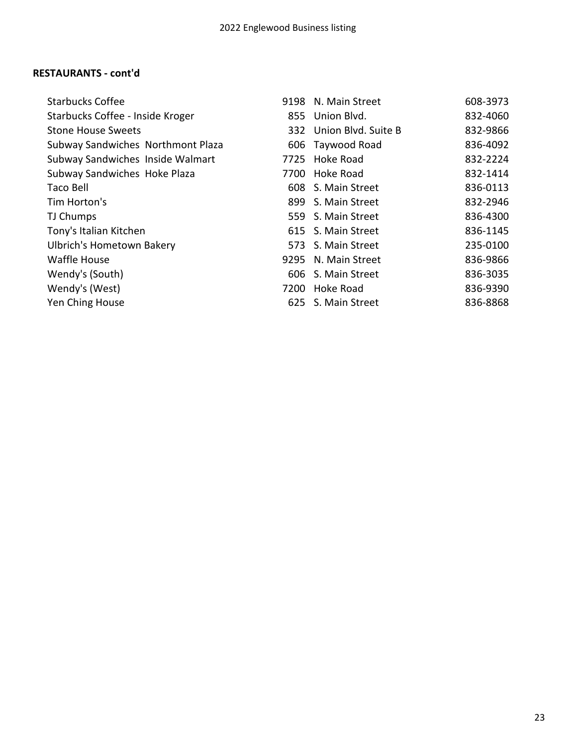**RESTAURANTS - cont'd**

| | | | |
|---|---|---|---|
| Starbucks Coffee | 9198 | N. Main Street | 608-3973 |
| Starbucks Coffee - Inside Kroger | 855 | Union Blvd. | 832-4060 |
| Stone House Sweets | 332 | Union Blvd. Suite B | 832-9866 |
| Subway Sandwiches Northmont Plaza | 606 | Taywood Road | 836-4092 |
| Subway Sandwiches Inside Walmart | 7725 | Hoke Road | 832-2224 |
| Subway Sandwiches Hoke Plaza | 7700 | Hoke Road | 832-1414 |
| Taco Bell | 608 | S. Main Street | 836-0113 |
| Tim Horton's | 899 | S. Main Street | 832-2946 |
| TJ Chumps | 559 | S. Main Street | 836-4300 |
| Tony's Italian Kitchen | 615 | S. Main Street | 836-1145 |
| Ulbrich's Hometown Bakery | 573 | S. Main Street | 235-0100 |
| Waffle House | 9295 | N. Main Street | 836-9866 |
| Wendy's (South) | 606 | S. Main Street | 836-3035 |
| Wendy's (West) | 7200 | Hoke Road | 836-9390 |
| Yen Ching House | 625 | S. Main Street | 836-8868 |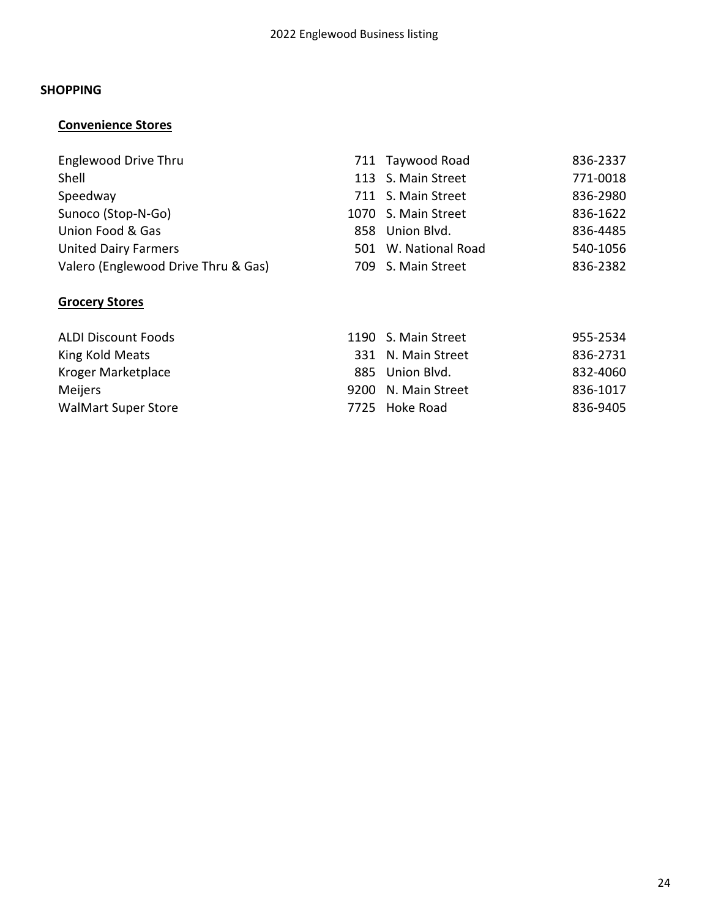## SHOPPING

### Convenience Stores

| | | |
|---|---|---|
| Englewood Drive Thru | 711 Taywood Road | 836-2337 |
| Shell | 113 S. Main Street | 771-0018 |
| Speedway | 711 S. Main Street | 836-2980 |
| Sunoco (Stop-N-Go) | 1070 S. Main Street | 836-1622 |
| Union Food & Gas | 858 Union Blvd. | 836-4485 |
| United Dairy Farmers | 501 W. National Road | 540-1056 |
| Valero (Englewood Drive Thru & Gas) | 709 S. Main Street | 836-2382 |

### Grocery Stores

| | | |
|---|---|---|
| ALDI Discount Foods | 1190 S. Main Street | 955-2534 |
| King Kold Meats | 331 N. Main Street | 836-2731 |
| Kroger Marketplace | 885 Union Blvd. | 832-4060 |
| Meijers | 9200 N. Main Street | 836-1017 |
| WalMart Super Store | 7725 Hoke Road | 836-9405 |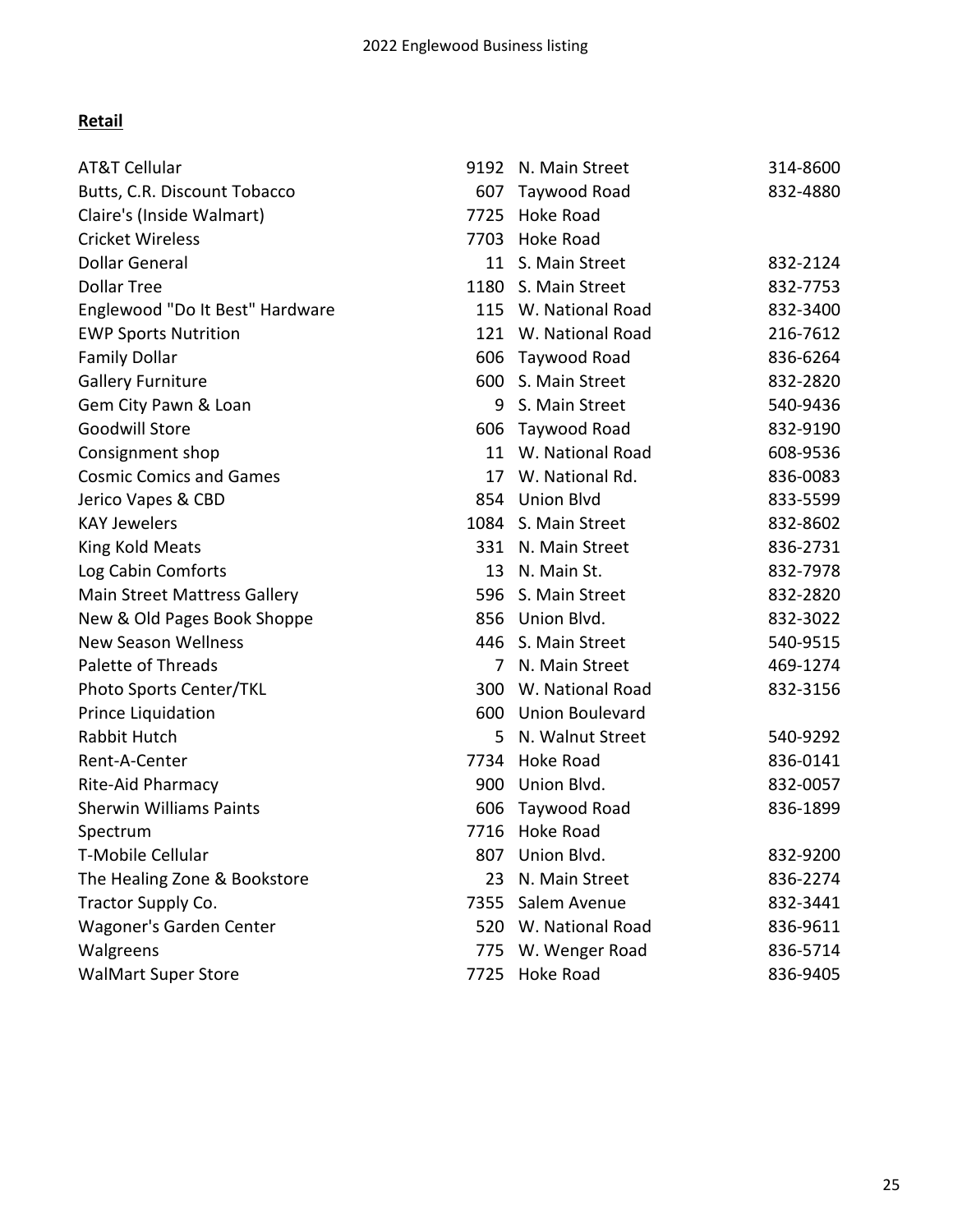**Retail**

| | | | |
|---|---|---|---|
| AT&T Cellular | 9192 | N. Main Street | 314-8600 |
| Butts, C.R. Discount Tobacco | 607 | Taywood Road | 832-4880 |
| Claire's (Inside Walmart) | 7725 | Hoke Road | |
| Cricket Wireless | 7703 | Hoke Road | |
| Dollar General | 11 | S. Main Street | 832-2124 |
| Dollar Tree | 1180 | S. Main Street | 832-7753 |
| Englewood "Do It Best" Hardware | 115 | W. National Road | 832-3400 |
| EWP Sports Nutrition | 121 | W. National Road | 216-7612 |
| Family Dollar | 606 | Taywood Road | 836-6264 |
| Gallery Furniture | 600 | S. Main Street | 832-2820 |
| Gem City Pawn & Loan | 9 | S. Main Street | 540-9436 |
| Goodwill Store | 606 | Taywood Road | 832-9190 |
| Consignment shop | 11 | W. National Road | 608-9536 |
| Cosmic Comics and Games | 17 | W. National Rd. | 836-0083 |
| Jerico Vapes & CBD | 854 | Union Blvd | 833-5599 |
| KAY Jewelers | 1084 | S. Main Street | 832-8602 |
| King Kold Meats | 331 | N. Main Street | 836-2731 |
| Log Cabin Comforts | 13 | N. Main St. | 832-7978 |
| Main Street Mattress Gallery | 596 | S. Main Street | 832-2820 |
| New & Old Pages Book Shoppe | 856 | Union Blvd. | 832-3022 |
| New Season Wellness | 446 | S. Main Street | 540-9515 |
| Palette of Threads | 7 | N. Main Street | 469-1274 |
| Photo Sports Center/TKL | 300 | W. National Road | 832-3156 |
| Prince Liquidation | 600 | Union Boulevard | |
| Rabbit Hutch | 5 | N. Walnut Street | 540-9292 |
| Rent-A-Center | 7734 | Hoke Road | 836-0141 |
| Rite-Aid Pharmacy | 900 | Union Blvd. | 832-0057 |
| Sherwin Williams Paints | 606 | Taywood Road | 836-1899 |
| Spectrum | 7716 | Hoke Road | |
| T-Mobile Cellular | 807 | Union Blvd. | 832-9200 |
| The Healing Zone & Bookstore | 23 | N. Main Street | 836-2274 |
| Tractor Supply Co. | 7355 | Salem Avenue | 832-3441 |
| Wagoner's Garden Center | 520 | W. National Road | 836-9611 |
| Walgreens | 775 | W. Wenger Road | 836-5714 |
| WalMart Super Store | 7725 | Hoke Road | 836-9405 |